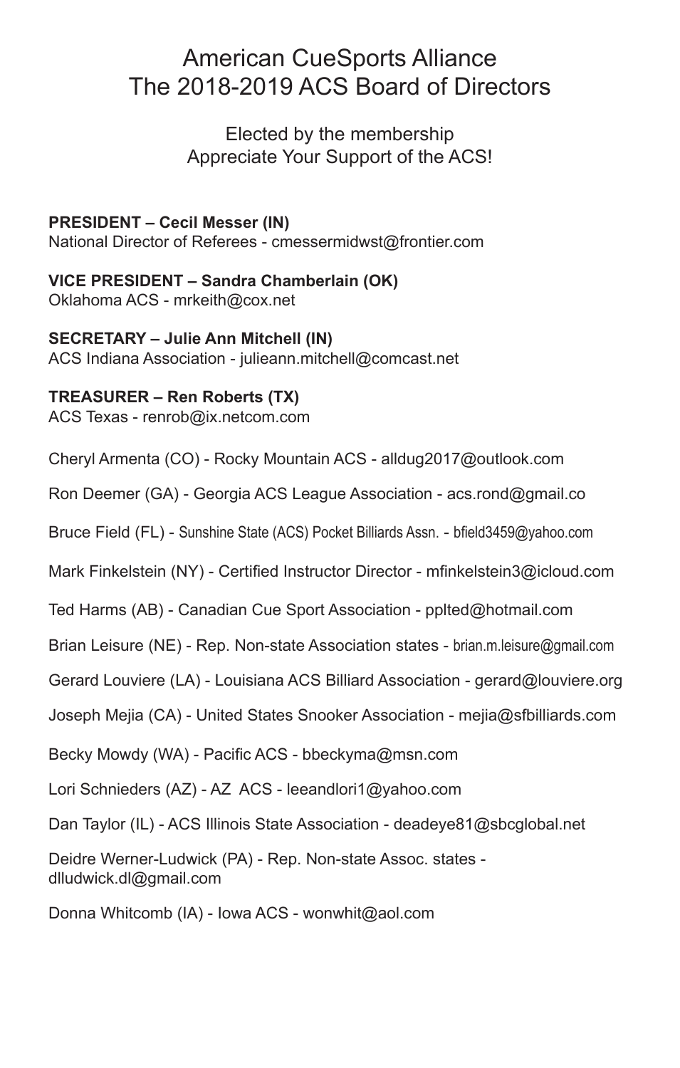# American CueSports Alliance
# The 2018-2019 ACS Board of Directors

Elected by the membership
Appreciate Your Support of the ACS!

**PRESIDENT – Cecil Messer (IN)**
National Director of Referees - cmessermidwst@frontier.com

**VICE PRESIDENT – Sandra Chamberlain (OK)**
Oklahoma ACS - mrkeith@cox.net

**SECRETARY – Julie Ann Mitchell (IN)**
ACS Indiana Association - julieann.mitchell@comcast.net

**TREASURER – Ren Roberts (TX)**
ACS Texas - renrob@ix.netcom.com

Cheryl Armenta (CO) - Rocky Mountain ACS - alldug2017@outlook.com

Ron Deemer (GA) - Georgia ACS League Association - acs.rond@gmail.co

Bruce Field (FL) - Sunshine State (ACS) Pocket Billiards Assn. - bfield3459@yahoo.com

Mark Finkelstein (NY) - Certified Instructor Director - mfinkelstein3@icloud.com

Ted Harms (AB) - Canadian Cue Sport Association - pplted@hotmail.com

Brian Leisure (NE) - Rep. Non-state Association states - brian.m.leisure@gmail.com

Gerard Louviere (LA) - Louisiana ACS Billiard Association - gerard@louviere.org

Joseph Mejia (CA) - United States Snooker Association - mejia@sfbilliards.com

Becky Mowdy (WA) - Pacific ACS - bbeckyma@msn.com

Lori Schnieders (AZ) - AZ ACS - leeandlori1@yahoo.com

Dan Taylor (IL) - ACS Illinois State Association - deadeye81@sbcglobal.net

Deidre Werner-Ludwick (PA) - Rep. Non-state Assoc. states - dlludwick.dl@gmail.com

Donna Whitcomb (IA) - Iowa ACS - wonwhit@aol.com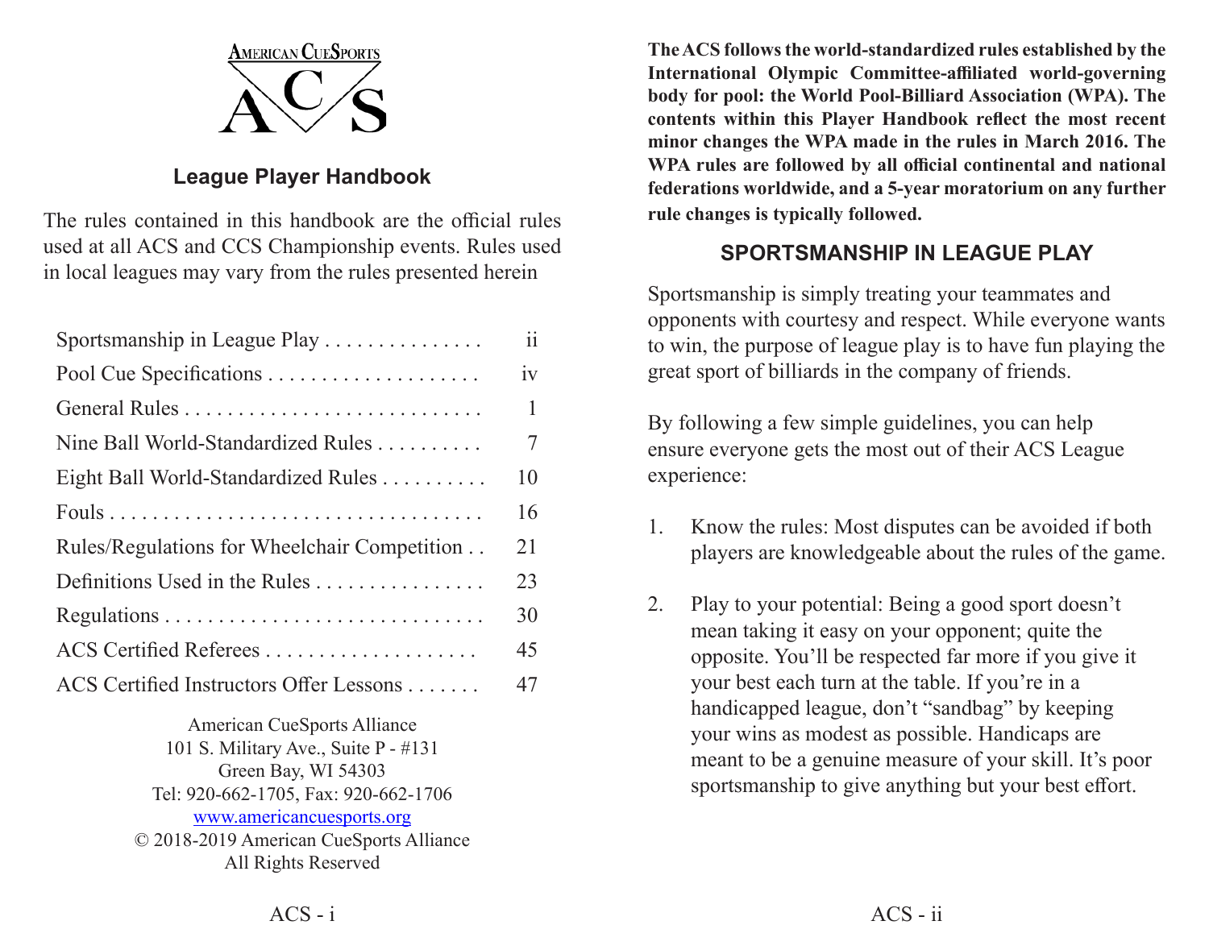AMERICAN CUESPORTS

ACS

## League Player Handbook

The rules contained in this handbook are the official rules used at all ACS and CCS Championship events. Rules used in local leagues may vary from the rules presented herein

| | |
|---|---|
| Sportsmanship in League Play | ii |
| Pool Cue Specifications | iv |
| General Rules | 1 |
| Nine Ball World-Standardized Rules | 7 |
| Eight Ball World-Standardized Rules | 10 |
| Fouls | 16 |
| Rules/Regulations for Wheelchair Competition | 21 |
| Definitions Used in the Rules | 23 |
| Regulations | 30 |
| ACS Certified Referees | 45 |
| ACS Certified Instructors Offer Lessons | 47 |

American CueSports Alliance
101 S. Military Ave., Suite P - #131
Green Bay, WI 54303
Tel: 920-662-1705, Fax: 920-662-1706
www.americancuesports.org
© 2018-2019 American CueSports Alliance
All Rights Reserved

**The ACS follows the world-standardized rules established by the International Olympic Committee-affiliated world-governing body for pool: the World Pool-Billiard Association (WPA). The contents within this Player Handbook reflect the most recent minor changes the WPA made in the rules in March 2016. The WPA rules are followed by all official continental and national federations worldwide, and a 5-year moratorium on any further rule changes is typically followed.**

## SPORTSMANSHIP IN LEAGUE PLAY

Sportsmanship is simply treating your teammates and opponents with courtesy and respect. While everyone wants to win, the purpose of league play is to have fun playing the great sport of billiards in the company of friends.

By following a few simple guidelines, you can help ensure everyone gets the most out of their ACS League experience:

1. Know the rules: Most disputes can be avoided if both players are knowledgeable about the rules of the game.

2. Play to your potential: Being a good sport doesn't mean taking it easy on your opponent; quite the opposite. You'll be respected far more if you give it your best each turn at the table. If you're in a handicapped league, don't "sandbag" by keeping your wins as modest as possible. Handicaps are meant to be a genuine measure of your skill. It's poor sportsmanship to give anything but your best effort.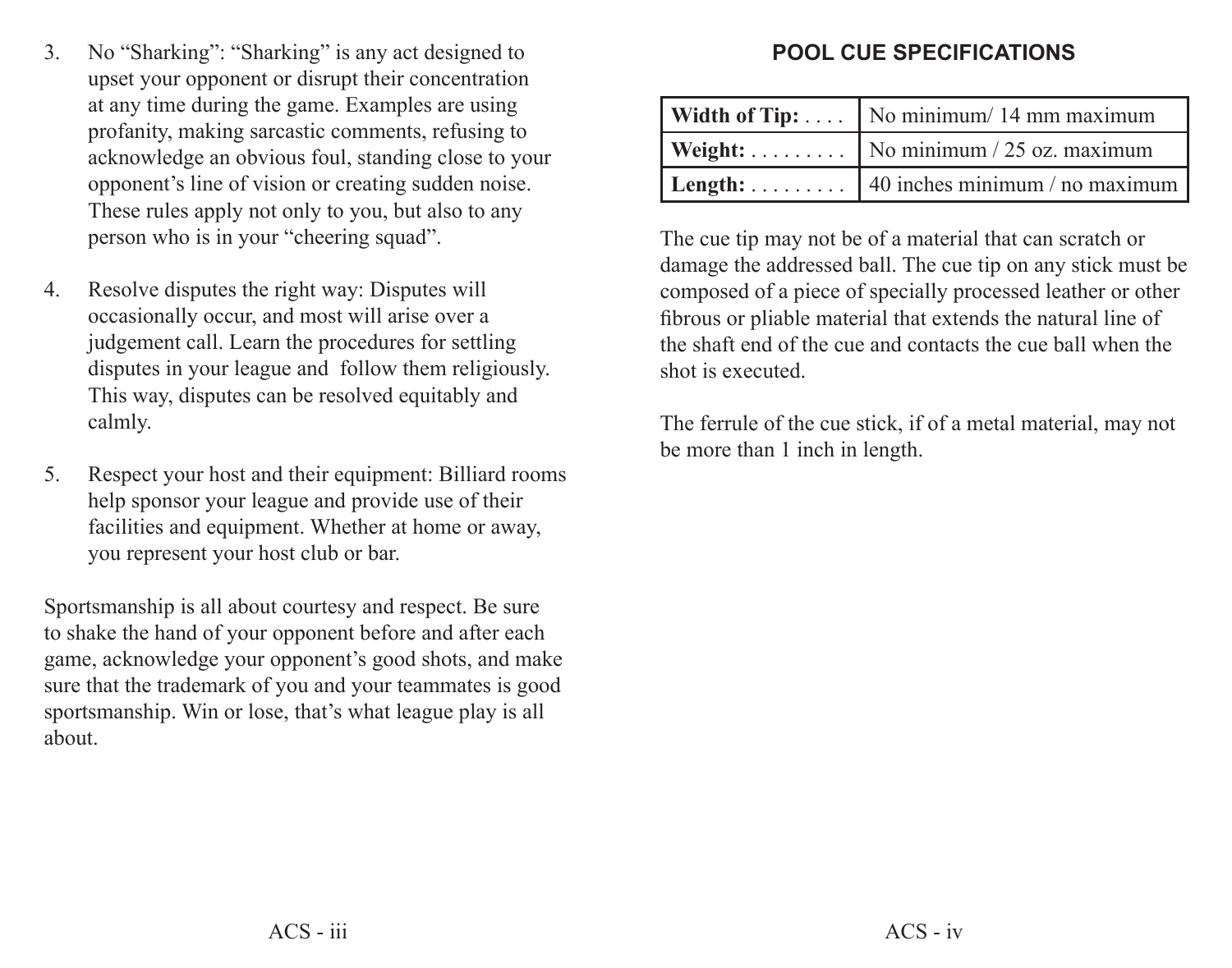3. No “Sharking”: “Sharking” is any act designed to upset your opponent or disrupt their concentration at any time during the game. Examples are using profanity, making sarcastic comments, refusing to acknowledge an obvious foul, standing close to your opponent’s line of vision or creating sudden noise. These rules apply not only to you, but also to any person who is in your “cheering squad”.

4. Resolve disputes the right way: Disputes will occasionally occur, and most will arise over a judgement call. Learn the procedures for settling disputes in your league and follow them religiously. This way, disputes can be resolved equitably and calmly.

5. Respect your host and their equipment: Billiard rooms help sponsor your league and provide use of their facilities and equipment. Whether at home or away, you represent your host club or bar.

Sportsmanship is all about courtesy and respect. Be sure to shake the hand of your opponent before and after each game, acknowledge your opponent’s good shots, and make sure that the trademark of you and your teammates is good sportsmanship. Win or lose, that’s what league play is all about.

## POOL CUE SPECIFICATIONS

| | |
|---|---|
| **Width of Tip:** . . . . | No minimum/ 14 mm maximum |
| **Weight:** . . . . . . . . . | No minimum / 25 oz. maximum |
| **Length:** . . . . . . . . . | 40 inches minimum / no maximum |

The cue tip may not be of a material that can scratch or damage the addressed ball. The cue tip on any stick must be composed of a piece of specially processed leather or other fibrous or pliable material that extends the natural line of the shaft end of the cue and contacts the cue ball when the shot is executed.

The ferrule of the cue stick, if of a metal material, may not be more than 1 inch in length.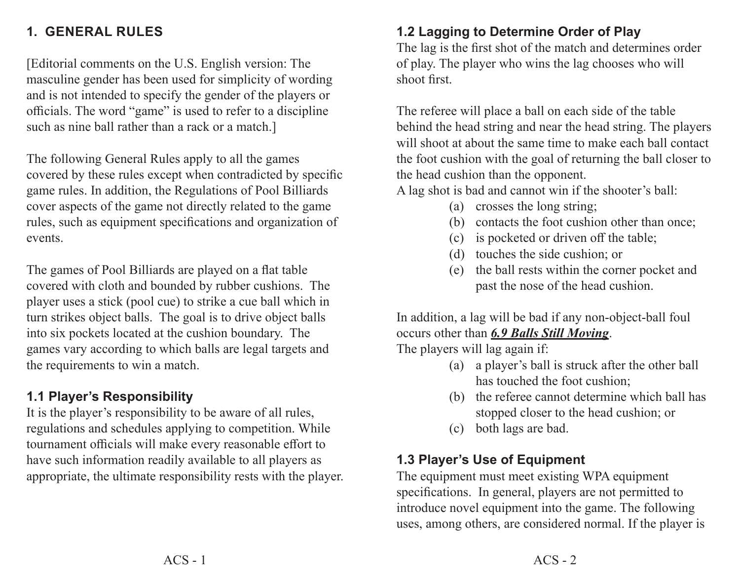## 1. GENERAL RULES

[Editorial comments on the U.S. English version: The masculine gender has been used for simplicity of wording and is not intended to specify the gender of the players or officials. The word "game" is used to refer to a discipline such as nine ball rather than a rack or a match.]

The following General Rules apply to all the games covered by these rules except when contradicted by specific game rules. In addition, the Regulations of Pool Billiards cover aspects of the game not directly related to the game rules, such as equipment specifications and organization of events.

The games of Pool Billiards are played on a flat table covered with cloth and bounded by rubber cushions. The player uses a stick (pool cue) to strike a cue ball which in turn strikes object balls. The goal is to drive object balls into six pockets located at the cushion boundary. The games vary according to which balls are legal targets and the requirements to win a match.

### 1.1 Player's Responsibility

It is the player's responsibility to be aware of all rules, regulations and schedules applying to competition. While tournament officials will make every reasonable effort to have such information readily available to all players as appropriate, the ultimate responsibility rests with the player.

### 1.2 Lagging to Determine Order of Play

The lag is the first shot of the match and determines order of play. The player who wins the lag chooses who will shoot first.

The referee will place a ball on each side of the table behind the head string and near the head string. The players will shoot at about the same time to make each ball contact the foot cushion with the goal of returning the ball closer to the head cushion than the opponent.

A lag shot is bad and cannot win if the shooter's ball:

(a) crosses the long string;
(b) contacts the foot cushion other than once;
(c) is pocketed or driven off the table;
(d) touches the side cushion; or
(e) the ball rests within the corner pocket and past the nose of the head cushion.

In addition, a lag will be bad if any non-object-ball foul occurs other than ***6.9 Balls Still Moving***.

The players will lag again if:

(a) a player's ball is struck after the other ball has touched the foot cushion;
(b) the referee cannot determine which ball has stopped closer to the head cushion; or
(c) both lags are bad.

### 1.3 Player's Use of Equipment

The equipment must meet existing WPA equipment specifications. In general, players are not permitted to introduce novel equipment into the game. The following uses, among others, are considered normal. If the player is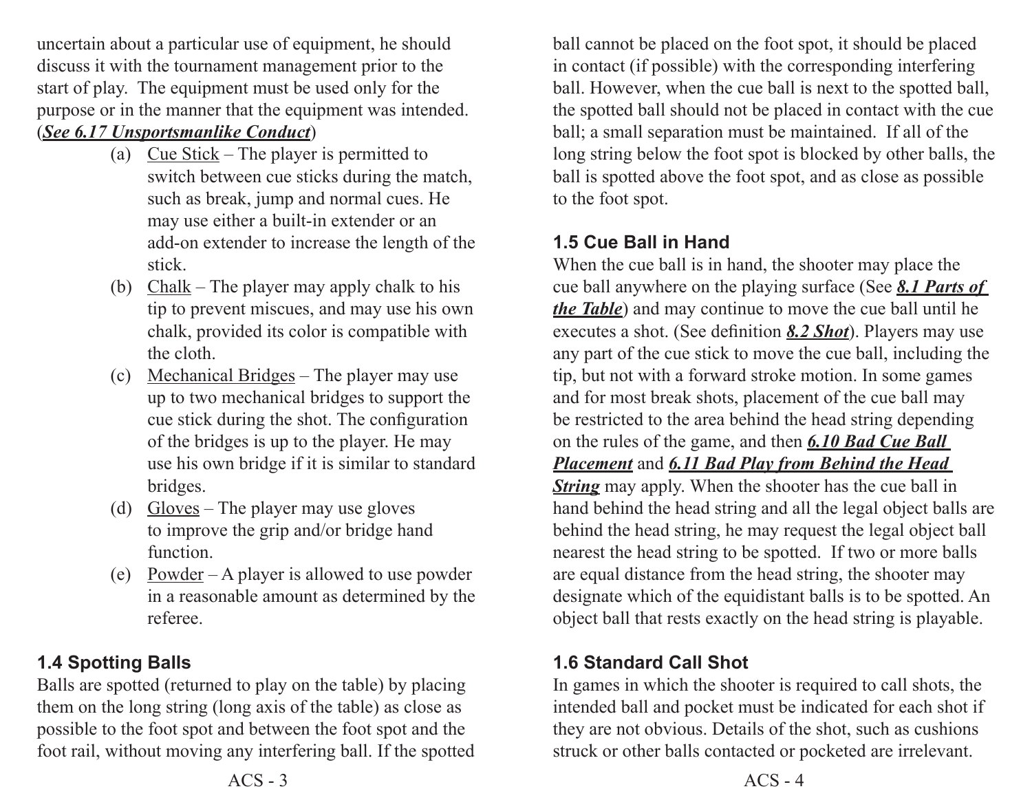uncertain about a particular use of equipment, he should discuss it with the tournament management prior to the start of play. The equipment must be used only for the purpose or in the manner that the equipment was intended. (***See 6.17 Unsportsmanlike Conduct***)

(a) Cue Stick – The player is permitted to switch between cue sticks during the match, such as break, jump and normal cues. He may use either a built-in extender or an add-on extender to increase the length of the stick.

(b) Chalk – The player may apply chalk to his tip to prevent miscues, and may use his own chalk, provided its color is compatible with the cloth.

(c) Mechanical Bridges – The player may use up to two mechanical bridges to support the cue stick during the shot. The configuration of the bridges is up to the player. He may use his own bridge if it is similar to standard bridges.

(d) Gloves – The player may use gloves to improve the grip and/or bridge hand function.

(e) Powder – A player is allowed to use powder in a reasonable amount as determined by the referee.

### 1.4 Spotting Balls

Balls are spotted (returned to play on the table) by placing them on the long string (long axis of the table) as close as possible to the foot spot and between the foot spot and the foot rail, without moving any interfering ball. If the spotted ball cannot be placed on the foot spot, it should be placed in contact (if possible) with the corresponding interfering ball. However, when the cue ball is next to the spotted ball, the spotted ball should not be placed in contact with the cue ball; a small separation must be maintained. If all of the long string below the foot spot is blocked by other balls, the ball is spotted above the foot spot, and as close as possible to the foot spot.

### 1.5 Cue Ball in Hand

When the cue ball is in hand, the shooter may place the cue ball anywhere on the playing surface (See ***8.1 Parts of the Table***) and may continue to move the cue ball until he executes a shot. (See definition ***8.2 Shot***). Players may use any part of the cue stick to move the cue ball, including the tip, but not with a forward stroke motion. In some games and for most break shots, placement of the cue ball may be restricted to the area behind the head string depending on the rules of the game, and then ***6.10 Bad Cue Ball Placement*** and ***6.11 Bad Play from Behind the Head String*** may apply. When the shooter has the cue ball in hand behind the head string and all the legal object balls are behind the head string, he may request the legal object ball nearest the head string to be spotted. If two or more balls are equal distance from the head string, the shooter may designate which of the equidistant balls is to be spotted. An object ball that rests exactly on the head string is playable.

### 1.6 Standard Call Shot

In games in which the shooter is required to call shots, the intended ball and pocket must be indicated for each shot if they are not obvious. Details of the shot, such as cushions struck or other balls contacted or pocketed are irrelevant.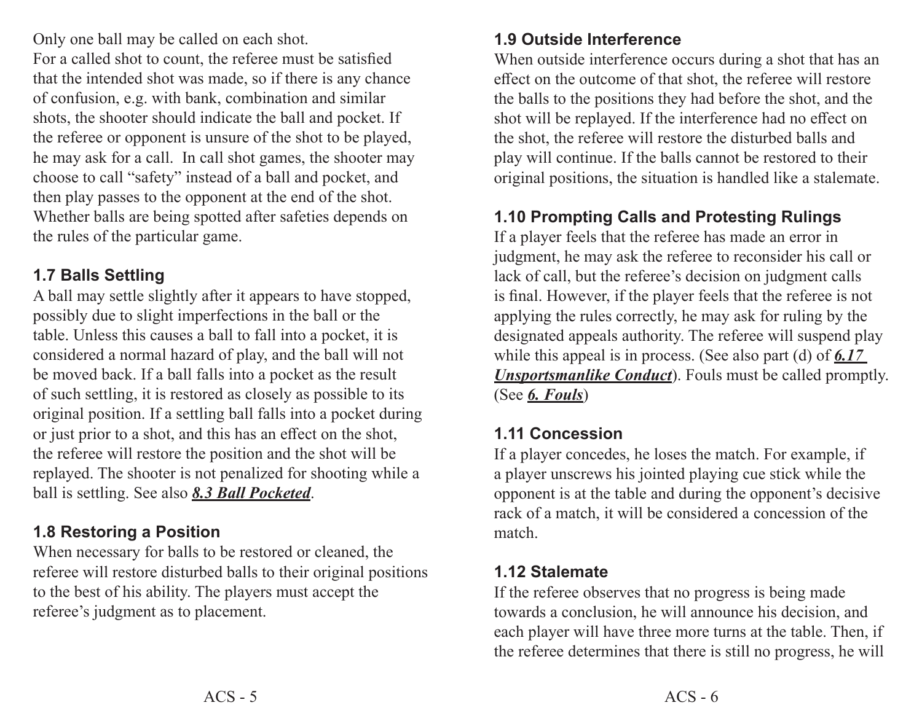Only one ball may be called on each shot.
For a called shot to count, the referee must be satisfied that the intended shot was made, so if there is any chance of confusion, e.g. with bank, combination and similar shots, the shooter should indicate the ball and pocket. If the referee or opponent is unsure of the shot to be played, he may ask for a call. In call shot games, the shooter may choose to call "safety" instead of a ball and pocket, and then play passes to the opponent at the end of the shot. Whether balls are being spotted after safeties depends on the rules of the particular game.

### 1.7 Balls Settling

A ball may settle slightly after it appears to have stopped, possibly due to slight imperfections in the ball or the table. Unless this causes a ball to fall into a pocket, it is considered a normal hazard of play, and the ball will not be moved back. If a ball falls into a pocket as the result of such settling, it is restored as closely as possible to its original position. If a settling ball falls into a pocket during or just prior to a shot, and this has an effect on the shot, the referee will restore the position and the shot will be replayed. The shooter is not penalized for shooting while a ball is settling. See also ***8.3 Ball Pocketed***.

### 1.8 Restoring a Position

When necessary for balls to be restored or cleaned, the referee will restore disturbed balls to their original positions to the best of his ability. The players must accept the referee's judgment as to placement.

### 1.9 Outside Interference

When outside interference occurs during a shot that has an effect on the outcome of that shot, the referee will restore the balls to the positions they had before the shot, and the shot will be replayed. If the interference had no effect on the shot, the referee will restore the disturbed balls and play will continue. If the balls cannot be restored to their original positions, the situation is handled like a stalemate.

### 1.10 Prompting Calls and Protesting Rulings

If a player feels that the referee has made an error in judgment, he may ask the referee to reconsider his call or lack of call, but the referee's decision on judgment calls is final. However, if the player feels that the referee is not applying the rules correctly, he may ask for ruling by the designated appeals authority. The referee will suspend play while this appeal is in process. (See also part (d) of ***6.17 Unsportsmanlike Conduct***). Fouls must be called promptly. (See ***6. Fouls***)

### 1.11 Concession

If a player concedes, he loses the match. For example, if a player unscrews his jointed playing cue stick while the opponent is at the table and during the opponent's decisive rack of a match, it will be considered a concession of the match.

### 1.12 Stalemate

If the referee observes that no progress is being made towards a conclusion, he will announce his decision, and each player will have three more turns at the table. Then, if the referee determines that there is still no progress, he will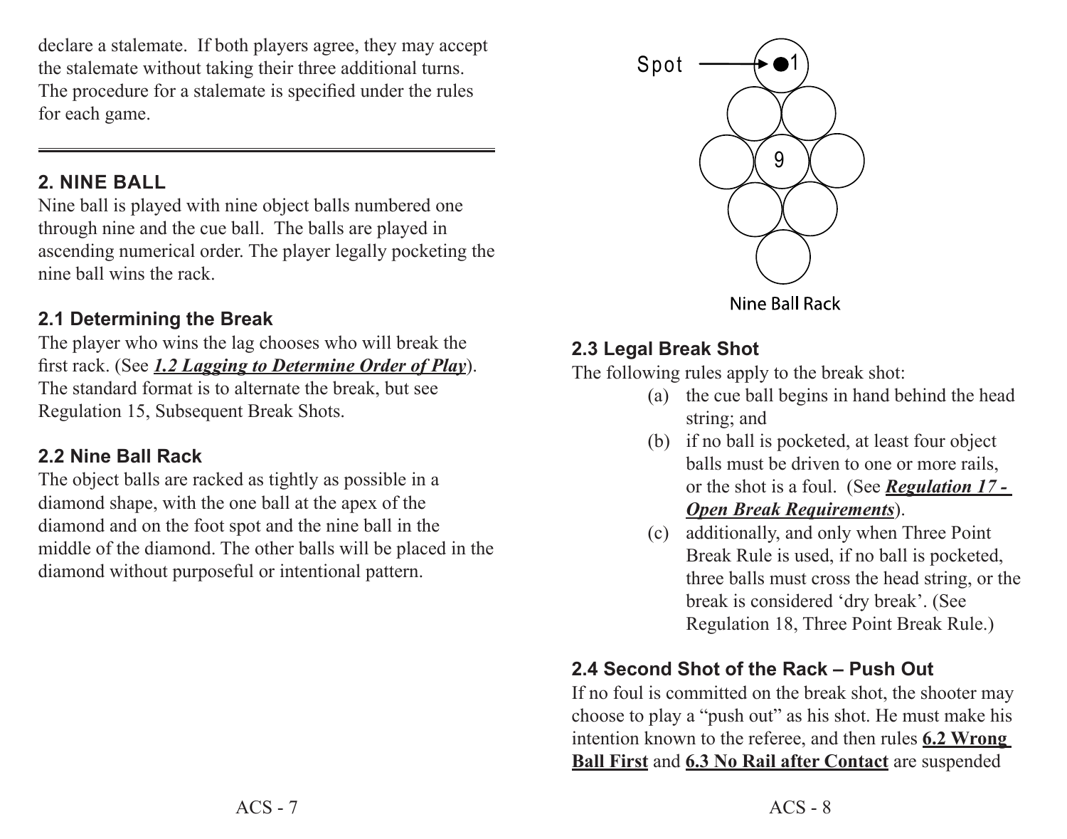declare a stalemate. If both players agree, they may accept the stalemate without taking their three additional turns. The procedure for a stalemate is specified under the rules for each game.

---

## 2. NINE BALL

Nine ball is played with nine object balls numbered one through nine and the cue ball. The balls are played in ascending numerical order. The player legally pocketing the nine ball wins the rack.

### 2.1 Determining the Break

The player who wins the lag chooses who will break the first rack. (See ***1.2 Lagging to Determine Order of Play***). The standard format is to alternate the break, but see Regulation 15, Subsequent Break Shots.

### 2.2 Nine Ball Rack

The object balls are racked as tightly as possible in a diamond shape, with the one ball at the apex of the diamond and on the foot spot and the nine ball in the middle of the diamond. The other balls will be placed in the diamond without purposeful or intentional pattern.

Spot → 1

9

Nine Ball Rack

### 2.3 Legal Break Shot

The following rules apply to the break shot:

(a) the cue ball begins in hand behind the head string; and

(b) if no ball is pocketed, at least four object balls must be driven to one or more rails, or the shot is a foul. (See ***Regulation 17 - Open Break Requirements***).

(c) additionally, and only when Three Point Break Rule is used, if no ball is pocketed, three balls must cross the head string, or the break is considered 'dry break'. (See Regulation 18, Three Point Break Rule.)

### 2.4 Second Shot of the Rack – Push Out

If no foul is committed on the break shot, the shooter may choose to play a "push out" as his shot. He must make his intention known to the referee, and then rules **6.2 Wrong Ball First** and **6.3 No Rail after Contact** are suspended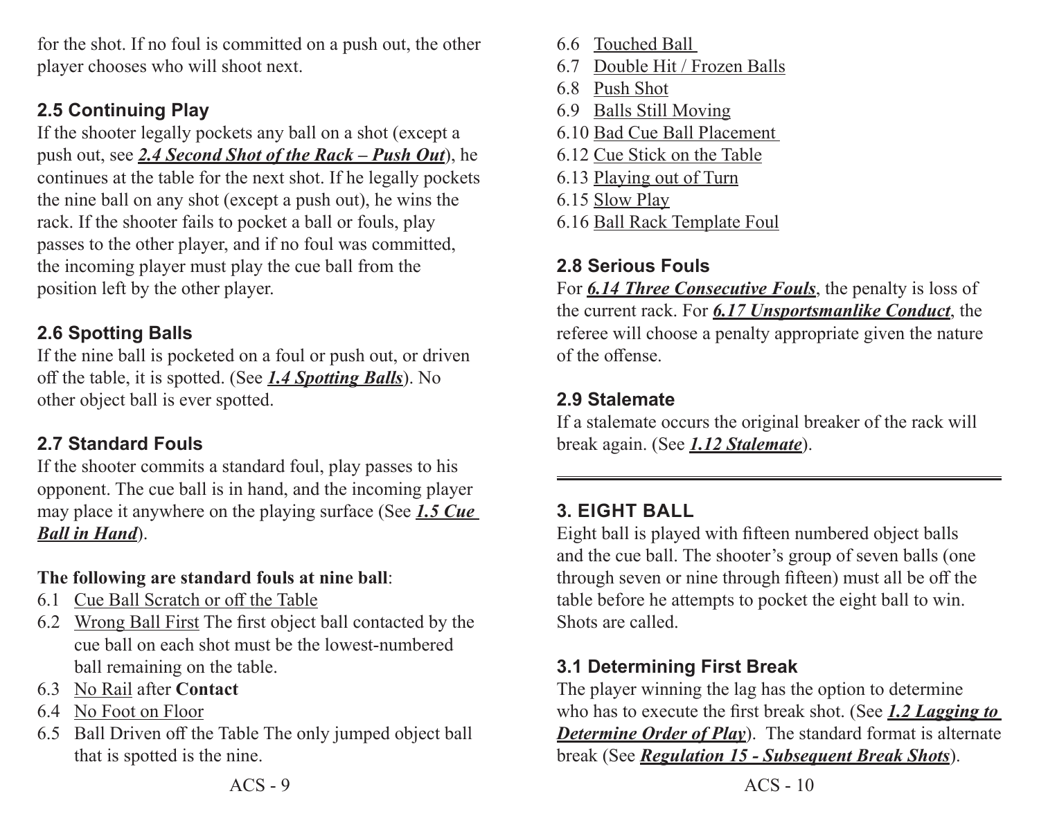for the shot. If no foul is committed on a push out, the other player chooses who will shoot next.

### 2.5 Continuing Play

If the shooter legally pockets any ball on a shot (except a push out, see ***2.4 Second Shot of the Rack – Push Out***), he continues at the table for the next shot. If he legally pockets the nine ball on any shot (except a push out), he wins the rack. If the shooter fails to pocket a ball or fouls, play passes to the other player, and if no foul was committed, the incoming player must play the cue ball from the position left by the other player.

### 2.6 Spotting Balls

If the nine ball is pocketed on a foul or push out, or driven off the table, it is spotted. (See ***1.4 Spotting Balls***). No other object ball is ever spotted.

### 2.7 Standard Fouls

If the shooter commits a standard foul, play passes to his opponent. The cue ball is in hand, and the incoming player may place it anywhere on the playing surface (See ***1.5 Cue Ball in Hand***).

**The following are standard fouls at nine ball**:

- 6.1 Cue Ball Scratch or off the Table
- 6.2 Wrong Ball First The first object ball contacted by the cue ball on each shot must be the lowest-numbered ball remaining on the table.
- 6.3 No Rail after **Contact**
- 6.4 No Foot on Floor
- 6.5 Ball Driven off the Table The only jumped object ball that is spotted is the nine.
- 6.6 Touched Ball
- 6.7 Double Hit / Frozen Balls
- 6.8 Push Shot
- 6.9 Balls Still Moving
- 6.10 Bad Cue Ball Placement
- 6.12 Cue Stick on the Table
- 6.13 Playing out of Turn
- 6.15 Slow Play
- 6.16 Ball Rack Template Foul

### 2.8 Serious Fouls

For ***6.14 Three Consecutive Fouls***, the penalty is loss of the current rack. For ***6.17 Unsportsmanlike Conduct***, the referee will choose a penalty appropriate given the nature of the offense.

### 2.9 Stalemate

If a stalemate occurs the original breaker of the rack will break again. (See ***1.12 Stalemate***).

---

## 3. EIGHT BALL

Eight ball is played with fifteen numbered object balls and the cue ball. The shooter's group of seven balls (one through seven or nine through fifteen) must all be off the table before he attempts to pocket the eight ball to win. Shots are called.

### 3.1 Determining First Break

The player winning the lag has the option to determine who has to execute the first break shot. (See ***1.2 Lagging to Determine Order of Play***). The standard format is alternate break (See ***Regulation 15 - Subsequent Break Shots***).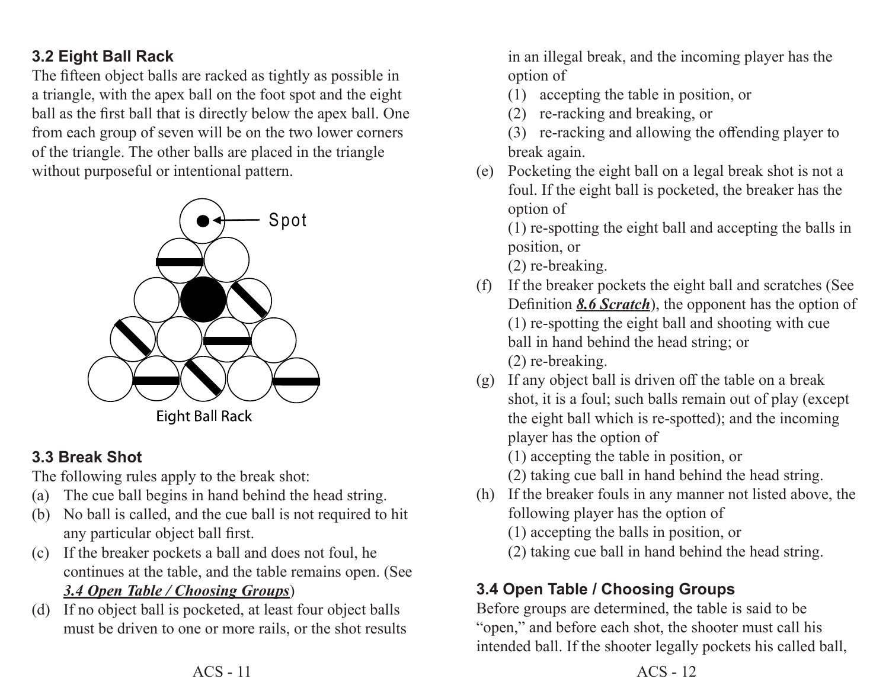### 3.2 Eight Ball Rack

The fifteen object balls are racked as tightly as possible in a triangle, with the apex ball on the foot spot and the eight ball as the first ball that is directly below the apex ball. One from each group of seven will be on the two lower corners of the triangle. The other balls are placed in the triangle without purposeful or intentional pattern.

Eight Ball Rack

### 3.3 Break Shot

The following rules apply to the break shot:

(a) The cue ball begins in hand behind the head string.

(b) No ball is called, and the cue ball is not required to hit any particular object ball first.

(c) If the breaker pockets a ball and does not foul, he continues at the table, and the table remains open. (See ***3.4 Open Table / Choosing Groups***)

(d) If no object ball is pocketed, at least four object balls must be driven to one or more rails, or the shot results in an illegal break, and the incoming player has the option of
  (1) accepting the table in position, or
  (2) re-racking and breaking, or
  (3) re-racking and allowing the offending player to break again.

(e) Pocketing the eight ball on a legal break shot is not a foul. If the eight ball is pocketed, the breaker has the option of
  (1) re-spotting the eight ball and accepting the balls in position, or
  (2) re-breaking.

(f) If the breaker pockets the eight ball and scratches (See Definition ***8.6 Scratch***), the opponent has the option of
  (1) re-spotting the eight ball and shooting with cue ball in hand behind the head string; or
  (2) re-breaking.

(g) If any object ball is driven off the table on a break shot, it is a foul; such balls remain out of play (except the eight ball which is re-spotted); and the incoming player has the option of
  (1) accepting the table in position, or
  (2) taking cue ball in hand behind the head string.

(h) If the breaker fouls in any manner not listed above, the following player has the option of
  (1) accepting the balls in position, or
  (2) taking cue ball in hand behind the head string.

### 3.4 Open Table / Choosing Groups

Before groups are determined, the table is said to be "open," and before each shot, the shooter must call his intended ball. If the shooter legally pockets his called ball,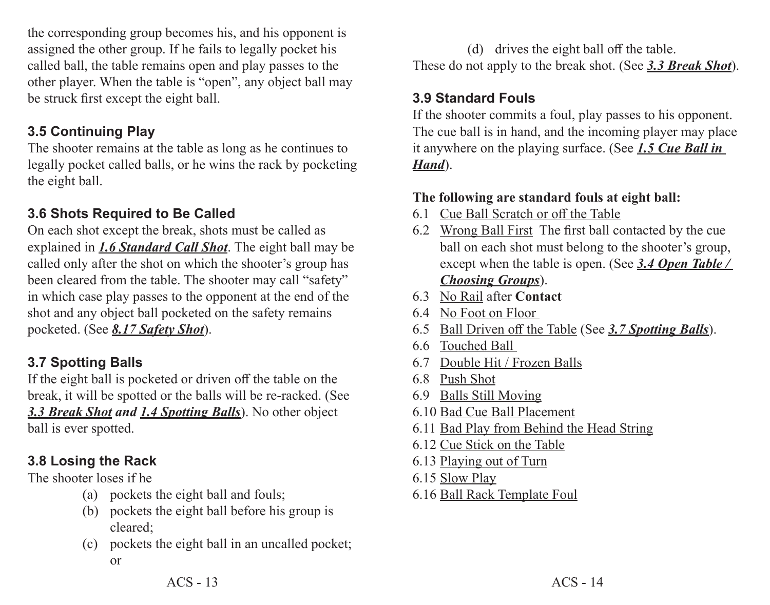the corresponding group becomes his, and his opponent is assigned the other group. If he fails to legally pocket his called ball, the table remains open and play passes to the other player. When the table is "open", any object ball may be struck first except the eight ball.

### 3.5 Continuing Play

The shooter remains at the table as long as he continues to legally pocket called balls, or he wins the rack by pocketing the eight ball.

### 3.6 Shots Required to Be Called

On each shot except the break, shots must be called as explained in ***1.6 Standard Call Shot***. The eight ball may be called only after the shot on which the shooter's group has been cleared from the table. The shooter may call "safety" in which case play passes to the opponent at the end of the shot and any object ball pocketed on the safety remains pocketed. (See ***8.17 Safety Shot***).

### 3.7 Spotting Balls

If the eight ball is pocketed or driven off the table on the break, it will be spotted or the balls will be re-racked. (See ***3.3 Break Shot and 1.4 Spotting Balls***). No other object ball is ever spotted.

### 3.8 Losing the Rack

The shooter loses if he

(a) pockets the eight ball and fouls;
(b) pockets the eight ball before his group is cleared;
(c) pockets the eight ball in an uncalled pocket; or
(d) drives the eight ball off the table.

These do not apply to the break shot. (See ***3.3 Break Shot***).

### 3.9 Standard Fouls

If the shooter commits a foul, play passes to his opponent. The cue ball is in hand, and the incoming player may place it anywhere on the playing surface. (See ***1.5 Cue Ball in Hand***).

**The following are standard fouls at eight ball:**

- 6.1 Cue Ball Scratch or off the Table
- 6.2 Wrong Ball First The first ball contacted by the cue ball on each shot must belong to the shooter's group, except when the table is open. (See ***3.4 Open Table / Choosing Groups***).
- 6.3 No Rail after **Contact**
- 6.4 No Foot on Floor
- 6.5 Ball Driven off the Table (See ***3.7 Spotting Balls***).
- 6.6 Touched Ball
- 6.7 Double Hit / Frozen Balls
- 6.8 Push Shot
- 6.9 Balls Still Moving
- 6.10 Bad Cue Ball Placement
- 6.11 Bad Play from Behind the Head String
- 6.12 Cue Stick on the Table
- 6.13 Playing out of Turn
- 6.15 Slow Play
- 6.16 Ball Rack Template Foul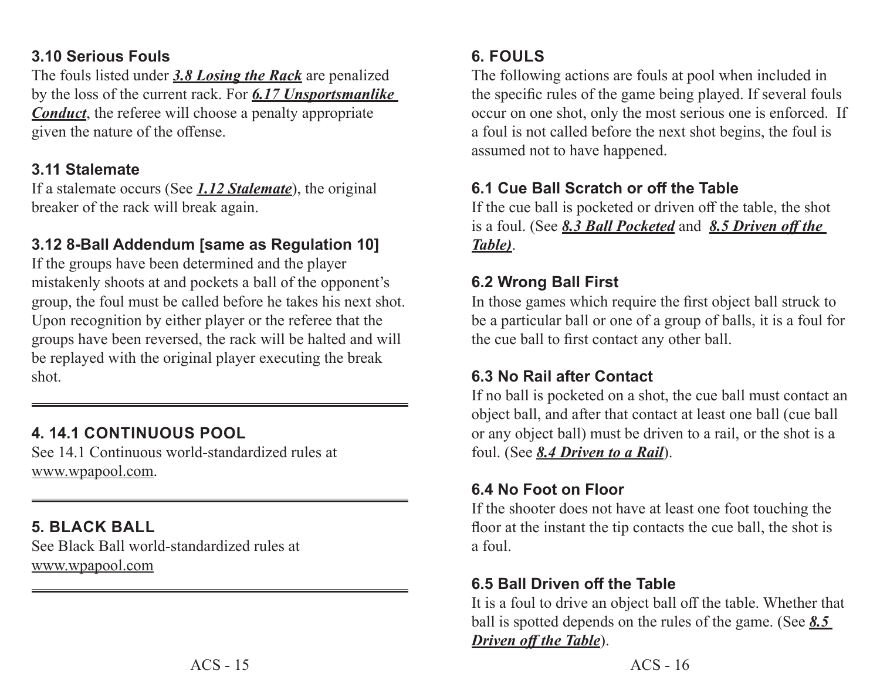### 3.10 Serious Fouls

The fouls listed under ***3.8 Losing the Rack*** are penalized by the loss of the current rack. For ***6.17 Unsportsmanlike Conduct***, the referee will choose a penalty appropriate given the nature of the offense.

### 3.11 Stalemate

If a stalemate occurs (See ***1.12 Stalemate***), the original breaker of the rack will break again.

### 3.12 8-Ball Addendum [same as Regulation 10]

If the groups have been determined and the player mistakenly shoots at and pockets a ball of the opponent's group, the foul must be called before he takes his next shot. Upon recognition by either player or the referee that the groups have been reversed, the rack will be halted and will be replayed with the original player executing the break shot.

---

## 4. 14.1 CONTINUOUS POOL

See 14.1 Continuous world-standardized rules at www.wpapool.com.

---

## 5. BLACK BALL

See Black Ball world-standardized rules at www.wpapool.com

---

## 6. FOULS

The following actions are fouls at pool when included in the specific rules of the game being played. If several fouls occur on one shot, only the most serious one is enforced. If a foul is not called before the next shot begins, the foul is assumed not to have happened.

### 6.1 Cue Ball Scratch or off the Table

If the cue ball is pocketed or driven off the table, the shot is a foul. (See ***8.3 Ball Pocketed*** and ***8.5 Driven off the Table)***.

### 6.2 Wrong Ball First

In those games which require the first object ball struck to be a particular ball or one of a group of balls, it is a foul for the cue ball to first contact any other ball.

### 6.3 No Rail after Contact

If no ball is pocketed on a shot, the cue ball must contact an object ball, and after that contact at least one ball (cue ball or any object ball) must be driven to a rail, or the shot is a foul. (See ***8.4 Driven to a Rail***).

### 6.4 No Foot on Floor

If the shooter does not have at least one foot touching the floor at the instant the tip contacts the cue ball, the shot is a foul.

### 6.5 Ball Driven off the Table

It is a foul to drive an object ball off the table. Whether that ball is spotted depends on the rules of the game. (See ***8.5 Driven off the Table***).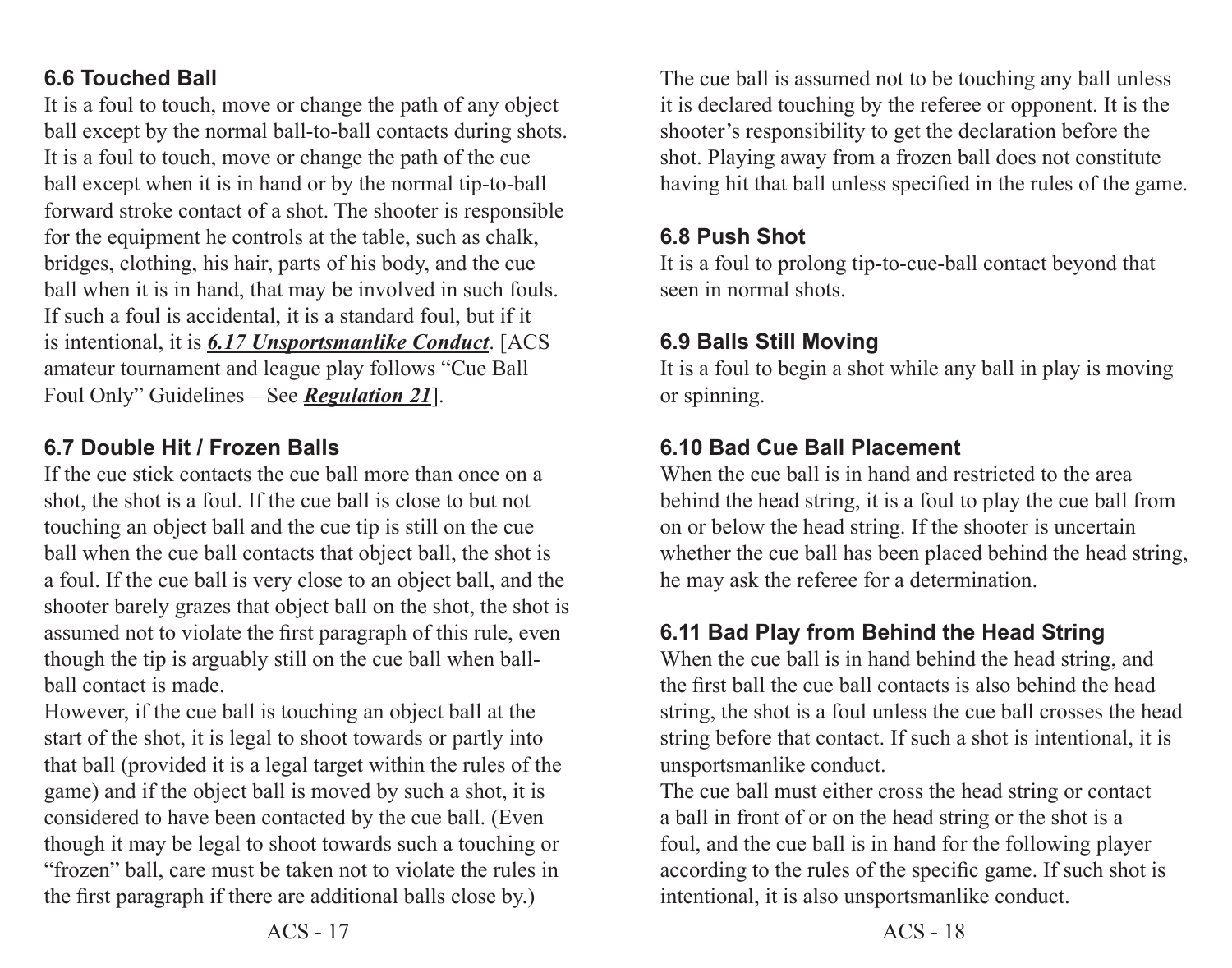### 6.6 Touched Ball

It is a foul to touch, move or change the path of any object ball except by the normal ball-to-ball contacts during shots. It is a foul to touch, move or change the path of the cue ball except when it is in hand or by the normal tip-to-ball forward stroke contact of a shot. The shooter is responsible for the equipment he controls at the table, such as chalk, bridges, clothing, his hair, parts of his body, and the cue ball when it is in hand, that may be involved in such fouls. If such a foul is accidental, it is a standard foul, but if it is intentional, it is ***6.17 Unsportsmanlike Conduct***. [ACS amateur tournament and league play follows "Cue Ball Foul Only" Guidelines – See ***Regulation 21***].

### 6.7 Double Hit / Frozen Balls

If the cue stick contacts the cue ball more than once on a shot, the shot is a foul. If the cue ball is close to but not touching an object ball and the cue tip is still on the cue ball when the cue ball contacts that object ball, the shot is a foul. If the cue ball is very close to an object ball, and the shooter barely grazes that object ball on the shot, the shot is assumed not to violate the first paragraph of this rule, even though the tip is arguably still on the cue ball when ball-ball contact is made.

However, if the cue ball is touching an object ball at the start of the shot, it is legal to shoot towards or partly into that ball (provided it is a legal target within the rules of the game) and if the object ball is moved by such a shot, it is considered to have been contacted by the cue ball. (Even though it may be legal to shoot towards such a touching or "frozen" ball, care must be taken not to violate the rules in the first paragraph if there are additional balls close by.)

The cue ball is assumed not to be touching any ball unless it is declared touching by the referee or opponent. It is the shooter's responsibility to get the declaration before the shot. Playing away from a frozen ball does not constitute having hit that ball unless specified in the rules of the game.

### 6.8 Push Shot

It is a foul to prolong tip-to-cue-ball contact beyond that seen in normal shots.

### 6.9 Balls Still Moving

It is a foul to begin a shot while any ball in play is moving or spinning.

### 6.10 Bad Cue Ball Placement

When the cue ball is in hand and restricted to the area behind the head string, it is a foul to play the cue ball from on or below the head string. If the shooter is uncertain whether the cue ball has been placed behind the head string, he may ask the referee for a determination.

### 6.11 Bad Play from Behind the Head String

When the cue ball is in hand behind the head string, and the first ball the cue ball contacts is also behind the head string, the shot is a foul unless the cue ball crosses the head string before that contact. If such a shot is intentional, it is unsportsmanlike conduct.

The cue ball must either cross the head string or contact a ball in front of or on the head string or the shot is a foul, and the cue ball is in hand for the following player according to the rules of the specific game. If such shot is intentional, it is also unsportsmanlike conduct.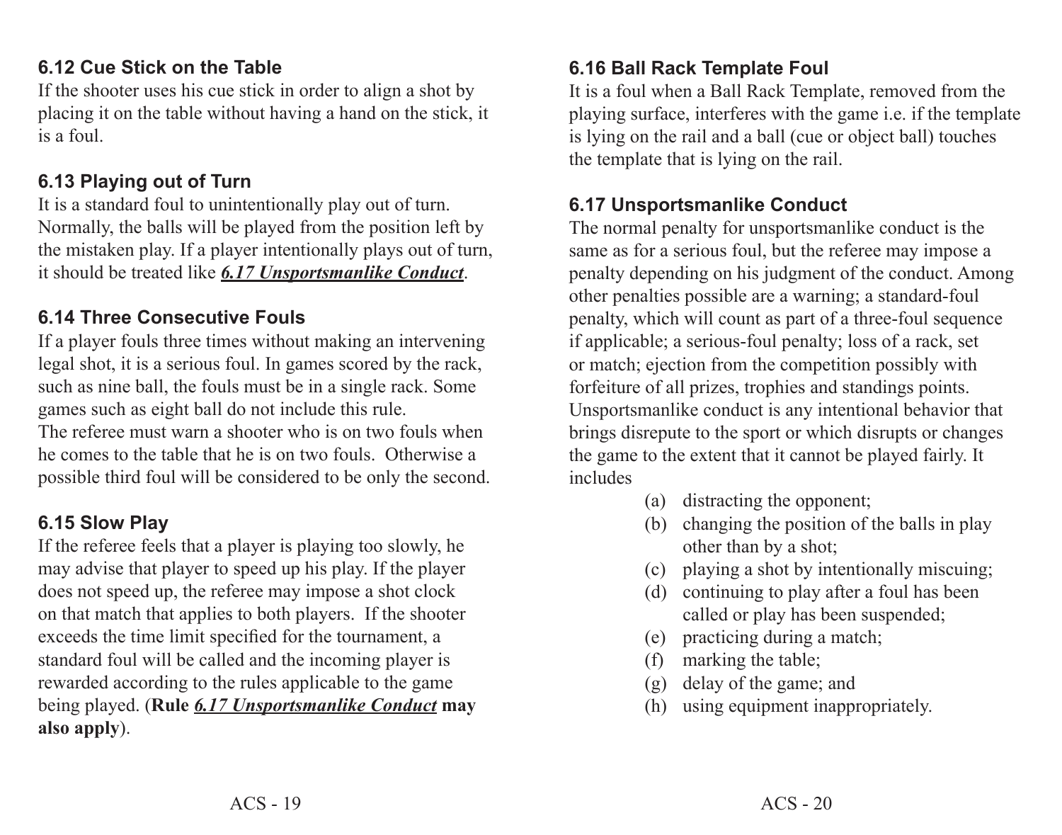### 6.12 Cue Stick on the Table

If the shooter uses his cue stick in order to align a shot by placing it on the table without having a hand on the stick, it is a foul.

### 6.13 Playing out of Turn

It is a standard foul to unintentionally play out of turn. Normally, the balls will be played from the position left by the mistaken play. If a player intentionally plays out of turn, it should be treated like ***6.17 Unsportsmanlike Conduct***.

### 6.14 Three Consecutive Fouls

If a player fouls three times without making an intervening legal shot, it is a serious foul. In games scored by the rack, such as nine ball, the fouls must be in a single rack. Some games such as eight ball do not include this rule.

The referee must warn a shooter who is on two fouls when he comes to the table that he is on two fouls. Otherwise a possible third foul will be considered to be only the second.

### 6.15 Slow Play

If the referee feels that a player is playing too slowly, he may advise that player to speed up his play. If the player does not speed up, the referee may impose a shot clock on that match that applies to both players. If the shooter exceeds the time limit specified for the tournament, a standard foul will be called and the incoming player is rewarded according to the rules applicable to the game being played. (**Rule *6.17 Unsportsmanlike Conduct* may also apply**).

### 6.16 Ball Rack Template Foul

It is a foul when a Ball Rack Template, removed from the playing surface, interferes with the game i.e. if the template is lying on the rail and a ball (cue or object ball) touches the template that is lying on the rail.

### 6.17 Unsportsmanlike Conduct

The normal penalty for unsportsmanlike conduct is the same as for a serious foul, but the referee may impose a penalty depending on his judgment of the conduct. Among other penalties possible are a warning; a standard-foul penalty, which will count as part of a three-foul sequence if applicable; a serious-foul penalty; loss of a rack, set or match; ejection from the competition possibly with forfeiture of all prizes, trophies and standings points. Unsportsmanlike conduct is any intentional behavior that brings disrepute to the sport or which disrupts or changes the game to the extent that it cannot be played fairly. It includes

(a) distracting the opponent;
(b) changing the position of the balls in play other than by a shot;
(c) playing a shot by intentionally miscuing;
(d) continuing to play after a foul has been called or play has been suspended;
(e) practicing during a match;
(f) marking the table;
(g) delay of the game; and
(h) using equipment inappropriately.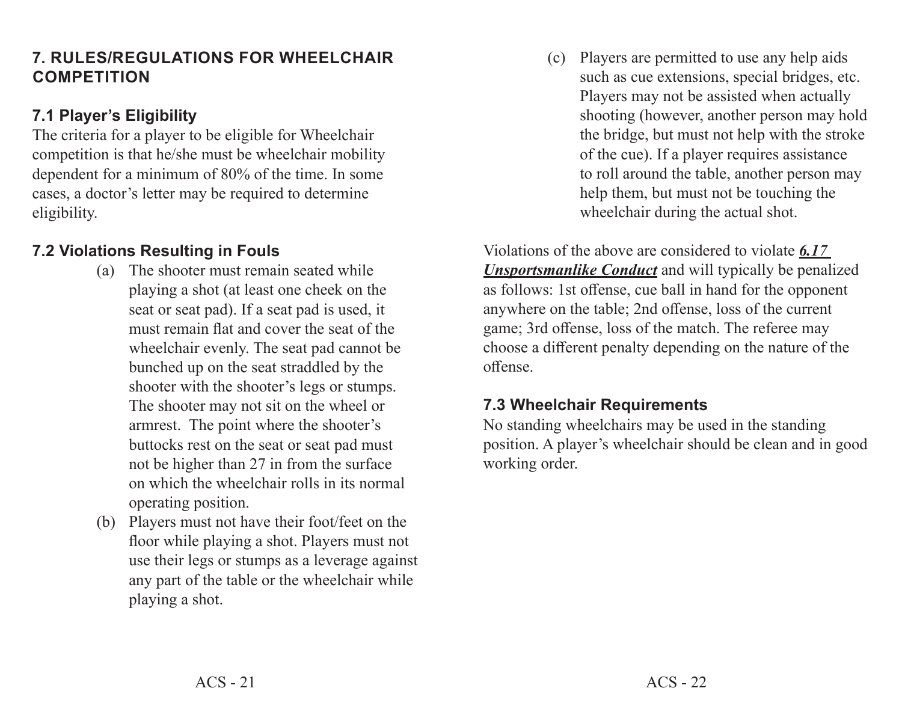## 7. RULES/REGULATIONS FOR WHEELCHAIR COMPETITION

### 7.1 Player's Eligibility

The criteria for a player to be eligible for Wheelchair competition is that he/she must be wheelchair mobility dependent for a minimum of 80% of the time. In some cases, a doctor's letter may be required to determine eligibility.

### 7.2 Violations Resulting in Fouls

(a) The shooter must remain seated while playing a shot (at least one cheek on the seat or seat pad). If a seat pad is used, it must remain flat and cover the seat of the wheelchair evenly. The seat pad cannot be bunched up on the seat straddled by the shooter with the shooter's legs or stumps. The shooter may not sit on the wheel or armrest. The point where the shooter's buttocks rest on the seat or seat pad must not be higher than 27 in from the surface on which the wheelchair rolls in its normal operating position.

(b) Players must not have their foot/feet on the floor while playing a shot. Players must not use their legs or stumps as a leverage against any part of the table or the wheelchair while playing a shot.

(c) Players are permitted to use any help aids such as cue extensions, special bridges, etc. Players may not be assisted when actually shooting (however, another person may hold the bridge, but must not help with the stroke of the cue). If a player requires assistance to roll around the table, another person may help them, but must not be touching the wheelchair during the actual shot.

Violations of the above are considered to violate ***6.17 Unsportsmanlike Conduct*** and will typically be penalized as follows: 1st offense, cue ball in hand for the opponent anywhere on the table; 2nd offense, loss of the current game; 3rd offense, loss of the match. The referee may choose a different penalty depending on the nature of the offense.

### 7.3 Wheelchair Requirements

No standing wheelchairs may be used in the standing position. A player's wheelchair should be clean and in good working order.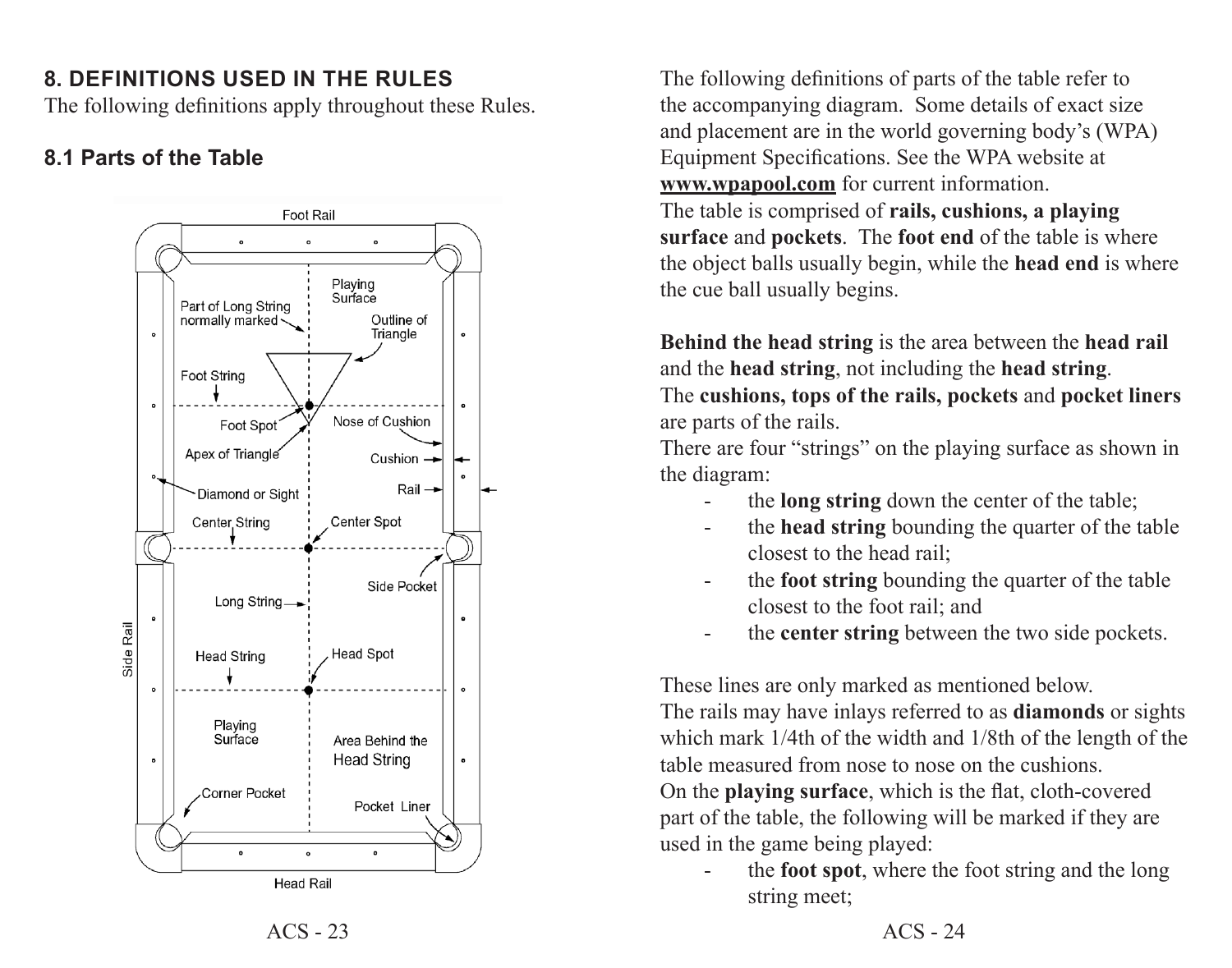## 8. DEFINITIONS USED IN THE RULES

The following definitions apply throughout these Rules.

### 8.1 Parts of the Table

The following definitions of parts of the table refer to the accompanying diagram. Some details of exact size and placement are in the world governing body's (WPA) Equipment Specifications. See the WPA website at **www.wpapool.com** for current information.

The table is comprised of **rails, cushions, a playing surface** and **pockets**. The **foot end** of the table is where the object balls usually begin, while the **head end** is where the cue ball usually begins.

**Behind the head string** is the area between the **head rail** and the **head string**, not including the **head string**.

The **cushions, tops of the rails, pockets** and **pocket liners** are parts of the rails.

There are four "strings" on the playing surface as shown in the diagram:

- the **long string** down the center of the table;
- the **head string** bounding the quarter of the table closest to the head rail;
- the **foot string** bounding the quarter of the table closest to the foot rail; and
- the **center string** between the two side pockets.

These lines are only marked as mentioned below.

The rails may have inlays referred to as **diamonds** or sights which mark 1/4th of the width and 1/8th of the length of the table measured from nose to nose on the cushions.

On the **playing surface**, which is the flat, cloth-covered part of the table, the following will be marked if they are used in the game being played:

- the **foot spot**, where the foot string and the long string meet;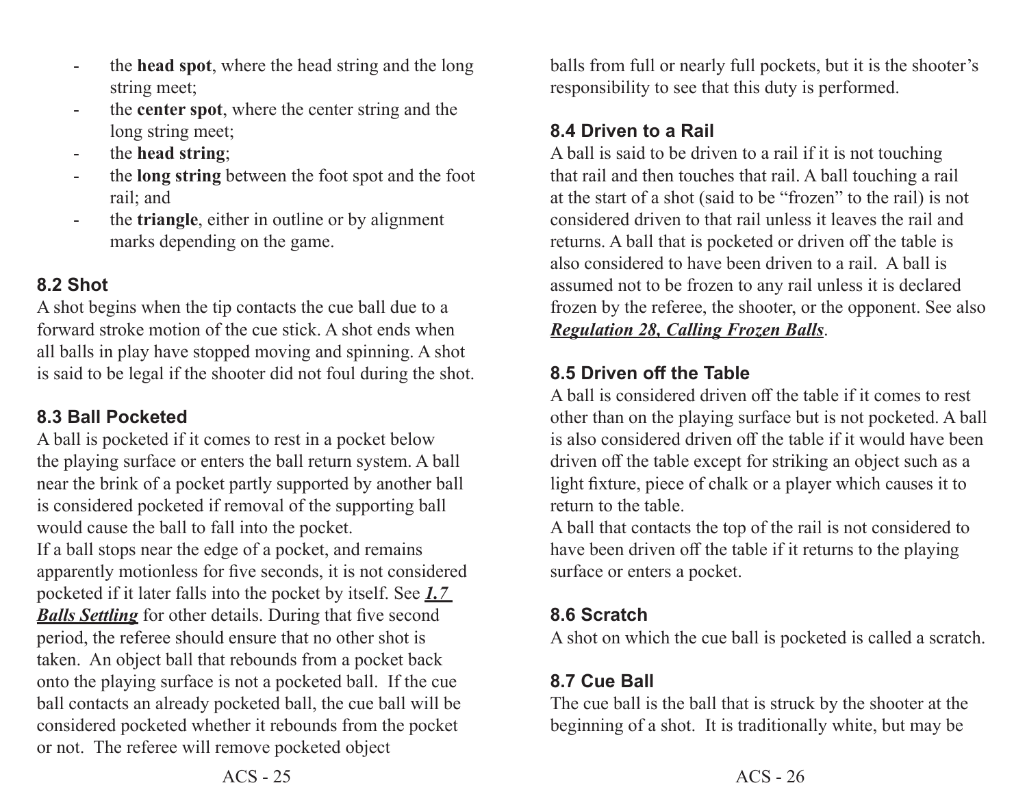- the **head spot**, where the head string and the long string meet;
- the **center spot**, where the center string and the long string meet;
- the **head string**;
- the **long string** between the foot spot and the foot rail; and
- the **triangle**, either in outline or by alignment marks depending on the game.

### 8.2 Shot

A shot begins when the tip contacts the cue ball due to a forward stroke motion of the cue stick. A shot ends when all balls in play have stopped moving and spinning. A shot is said to be legal if the shooter did not foul during the shot.

### 8.3 Ball Pocketed

A ball is pocketed if it comes to rest in a pocket below the playing surface or enters the ball return system. A ball near the brink of a pocket partly supported by another ball is considered pocketed if removal of the supporting ball would cause the ball to fall into the pocket.

If a ball stops near the edge of a pocket, and remains apparently motionless for five seconds, it is not considered pocketed if it later falls into the pocket by itself. See ***1.7 Balls Settling*** for other details. During that five second period, the referee should ensure that no other shot is taken. An object ball that rebounds from a pocket back onto the playing surface is not a pocketed ball. If the cue ball contacts an already pocketed ball, the cue ball will be considered pocketed whether it rebounds from the pocket or not. The referee will remove pocketed object balls from full or nearly full pockets, but it is the shooter's responsibility to see that this duty is performed.

### 8.4 Driven to a Rail

A ball is said to be driven to a rail if it is not touching that rail and then touches that rail. A ball touching a rail at the start of a shot (said to be "frozen" to the rail) is not considered driven to that rail unless it leaves the rail and returns. A ball that is pocketed or driven off the table is also considered to have been driven to a rail. A ball is assumed not to be frozen to any rail unless it is declared frozen by the referee, the shooter, or the opponent. See also ***Regulation 28, Calling Frozen Balls***.

### 8.5 Driven off the Table

A ball is considered driven off the table if it comes to rest other than on the playing surface but is not pocketed. A ball is also considered driven off the table if it would have been driven off the table except for striking an object such as a light fixture, piece of chalk or a player which causes it to return to the table.

A ball that contacts the top of the rail is not considered to have been driven off the table if it returns to the playing surface or enters a pocket.

### 8.6 Scratch

A shot on which the cue ball is pocketed is called a scratch.

### 8.7 Cue Ball

The cue ball is the ball that is struck by the shooter at the beginning of a shot. It is traditionally white, but may be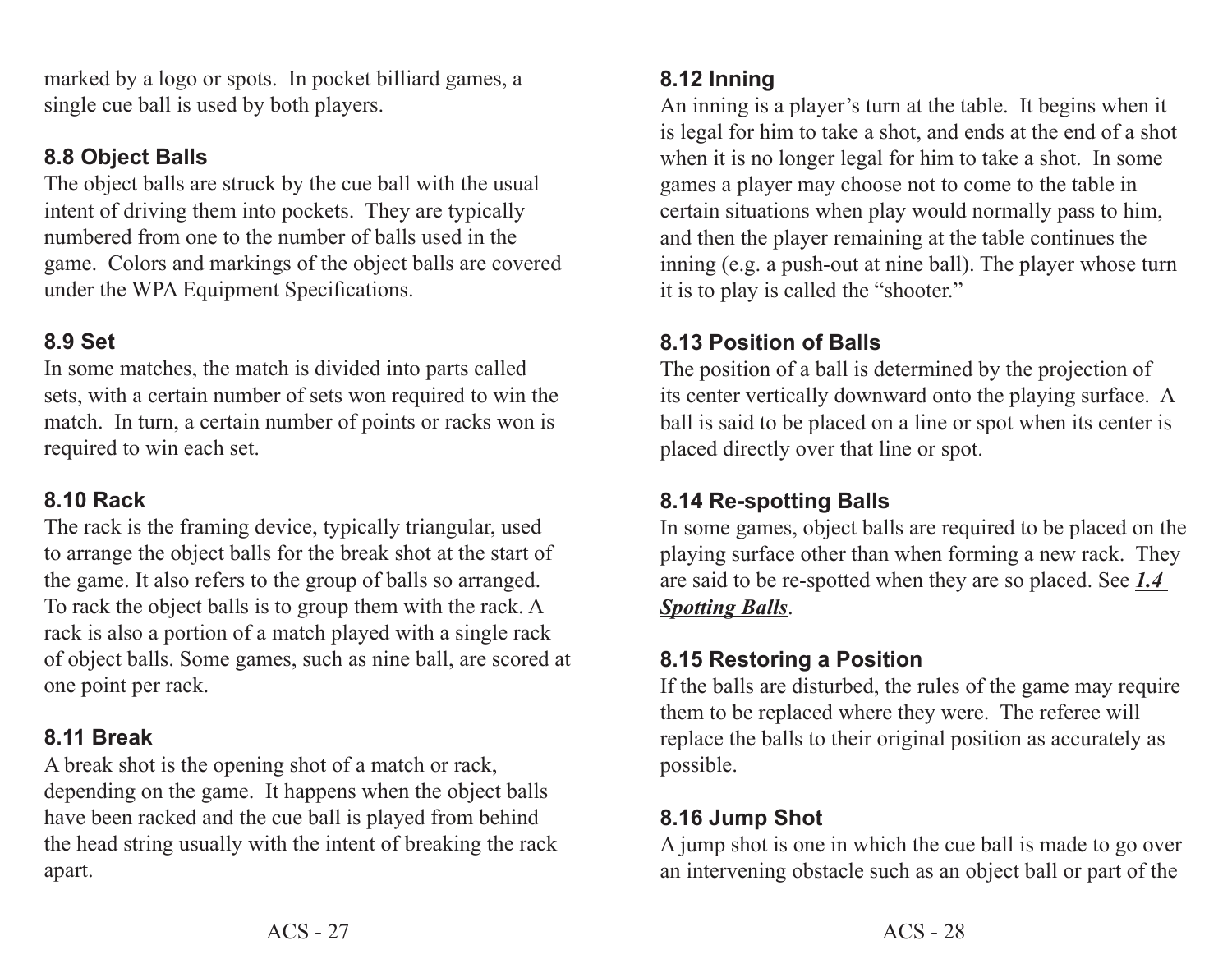marked by a logo or spots. In pocket billiard games, a single cue ball is used by both players.

### 8.8 Object Balls

The object balls are struck by the cue ball with the usual intent of driving them into pockets. They are typically numbered from one to the number of balls used in the game. Colors and markings of the object balls are covered under the WPA Equipment Specifications.

### 8.9 Set

In some matches, the match is divided into parts called sets, with a certain number of sets won required to win the match. In turn, a certain number of points or racks won is required to win each set.

### 8.10 Rack

The rack is the framing device, typically triangular, used to arrange the object balls for the break shot at the start of the game. It also refers to the group of balls so arranged. To rack the object balls is to group them with the rack. A rack is also a portion of a match played with a single rack of object balls. Some games, such as nine ball, are scored at one point per rack.

### 8.11 Break

A break shot is the opening shot of a match or rack, depending on the game. It happens when the object balls have been racked and the cue ball is played from behind the head string usually with the intent of breaking the rack apart.

### 8.12 Inning

An inning is a player's turn at the table. It begins when it is legal for him to take a shot, and ends at the end of a shot when it is no longer legal for him to take a shot. In some games a player may choose not to come to the table in certain situations when play would normally pass to him, and then the player remaining at the table continues the inning (e.g. a push-out at nine ball). The player whose turn it is to play is called the "shooter."

### 8.13 Position of Balls

The position of a ball is determined by the projection of its center vertically downward onto the playing surface. A ball is said to be placed on a line or spot when its center is placed directly over that line or spot.

### 8.14 Re-spotting Balls

In some games, object balls are required to be placed on the playing surface other than when forming a new rack. They are said to be re-spotted when they are so placed. See ***1.4 Spotting Balls***.

### 8.15 Restoring a Position

If the balls are disturbed, the rules of the game may require them to be replaced where they were. The referee will replace the balls to their original position as accurately as possible.

### 8.16 Jump Shot

A jump shot is one in which the cue ball is made to go over an intervening obstacle such as an object ball or part of the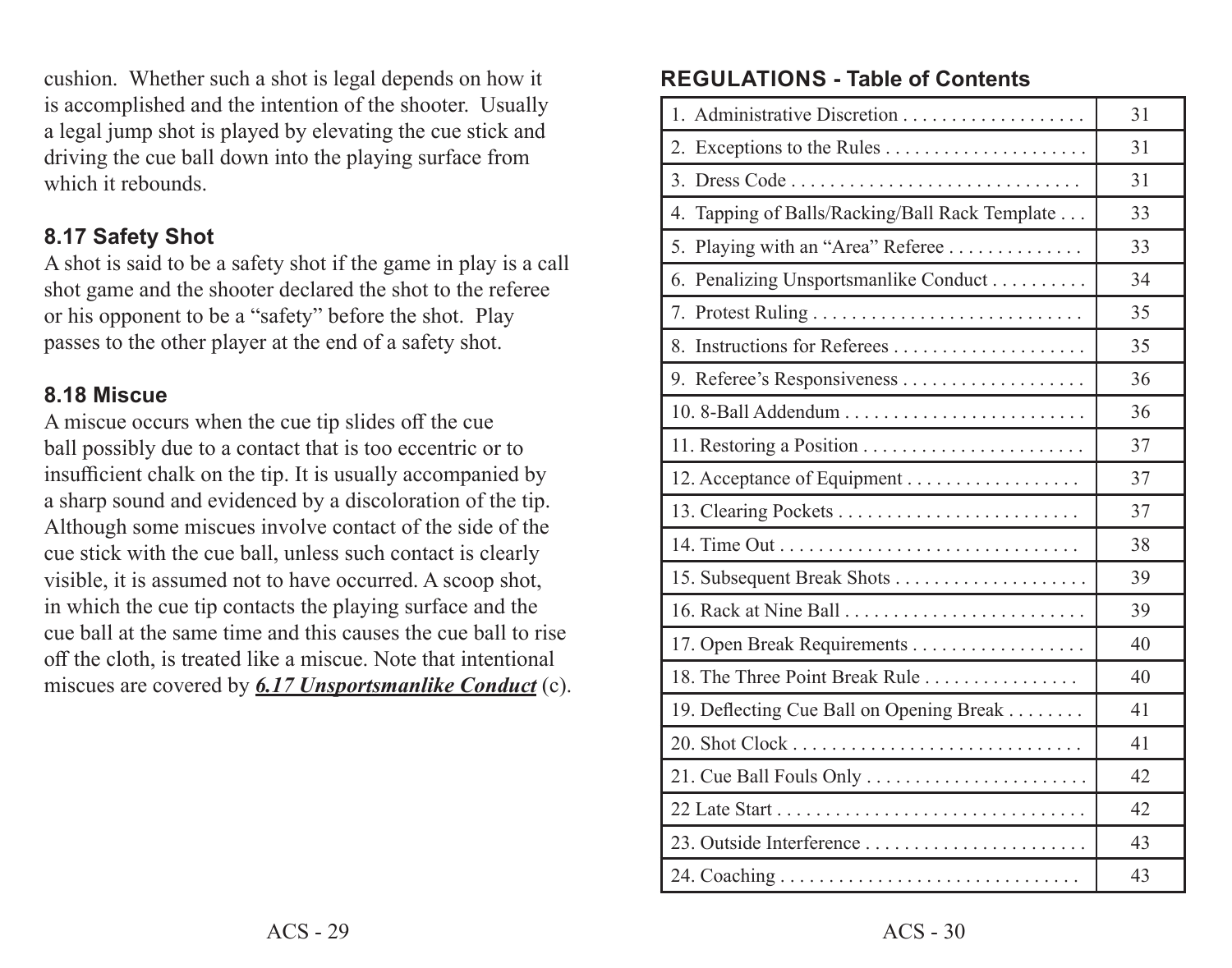cushion. Whether such a shot is legal depends on how it is accomplished and the intention of the shooter. Usually a legal jump shot is played by elevating the cue stick and driving the cue ball down into the playing surface from which it rebounds.

### 8.17 Safety Shot

A shot is said to be a safety shot if the game in play is a call shot game and the shooter declared the shot to the referee or his opponent to be a "safety" before the shot. Play passes to the other player at the end of a safety shot.

### 8.18 Miscue

A miscue occurs when the cue tip slides off the cue ball possibly due to a contact that is too eccentric or to insufficient chalk on the tip. It is usually accompanied by a sharp sound and evidenced by a discoloration of the tip. Although some miscues involve contact of the side of the cue stick with the cue ball, unless such contact is clearly visible, it is assumed not to have occurred. A scoop shot, in which the cue tip contacts the playing surface and the cue ball at the same time and this causes the cue ball to rise off the cloth, is treated like a miscue. Note that intentional miscues are covered by ***6.17 Unsportsmanlike Conduct*** (c).

## REGULATIONS - Table of Contents

| Section | Page |
|---|---|
| 1. Administrative Discretion . . . . . . . . . . . . . . . . . . . | 31 |
| 2. Exceptions to the Rules . . . . . . . . . . . . . . . . . . . . . | 31 |
| 3. Dress Code . . . . . . . . . . . . . . . . . . . . . . . . . . . . . | 31 |
| 4. Tapping of Balls/Racking/Ball Rack Template . . . | 33 |
| 5. Playing with an "Area" Referee . . . . . . . . . . . . . . | 33 |
| 6. Penalizing Unsportsmanlike Conduct . . . . . . . . . . | 34 |
| 7. Protest Ruling . . . . . . . . . . . . . . . . . . . . . . . . . . . | 35 |
| 8. Instructions for Referees . . . . . . . . . . . . . . . . . . . | 35 |
| 9. Referee's Responsiveness . . . . . . . . . . . . . . . . . . . | 36 |
| 10. 8-Ball Addendum . . . . . . . . . . . . . . . . . . . . . . . . . | 36 |
| 11. Restoring a Position . . . . . . . . . . . . . . . . . . . . . . . | 37 |
| 12. Acceptance of Equipment . . . . . . . . . . . . . . . . . . | 37 |
| 13. Clearing Pockets . . . . . . . . . . . . . . . . . . . . . . . . . | 37 |
| 14. Time Out . . . . . . . . . . . . . . . . . . . . . . . . . . . . . . . | 38 |
| 15. Subsequent Break Shots . . . . . . . . . . . . . . . . . . . | 39 |
| 16. Rack at Nine Ball . . . . . . . . . . . . . . . . . . . . . . . . . | 39 |
| 17. Open Break Requirements . . . . . . . . . . . . . . . . . . | 40 |
| 18. The Three Point Break Rule . . . . . . . . . . . . . . . . | 40 |
| 19. Deflecting Cue Ball on Opening Break . . . . . . . . | 41 |
| 20. Shot Clock . . . . . . . . . . . . . . . . . . . . . . . . . . . . . . | 41 |
| 21. Cue Ball Fouls Only . . . . . . . . . . . . . . . . . . . . . . . | 42 |
| 22 Late Start . . . . . . . . . . . . . . . . . . . . . . . . . . . . . . . | 42 |
| 23. Outside Interference . . . . . . . . . . . . . . . . . . . . . . . | 43 |
| 24. Coaching . . . . . . . . . . . . . . . . . . . . . . . . . . . . . . . | 43 |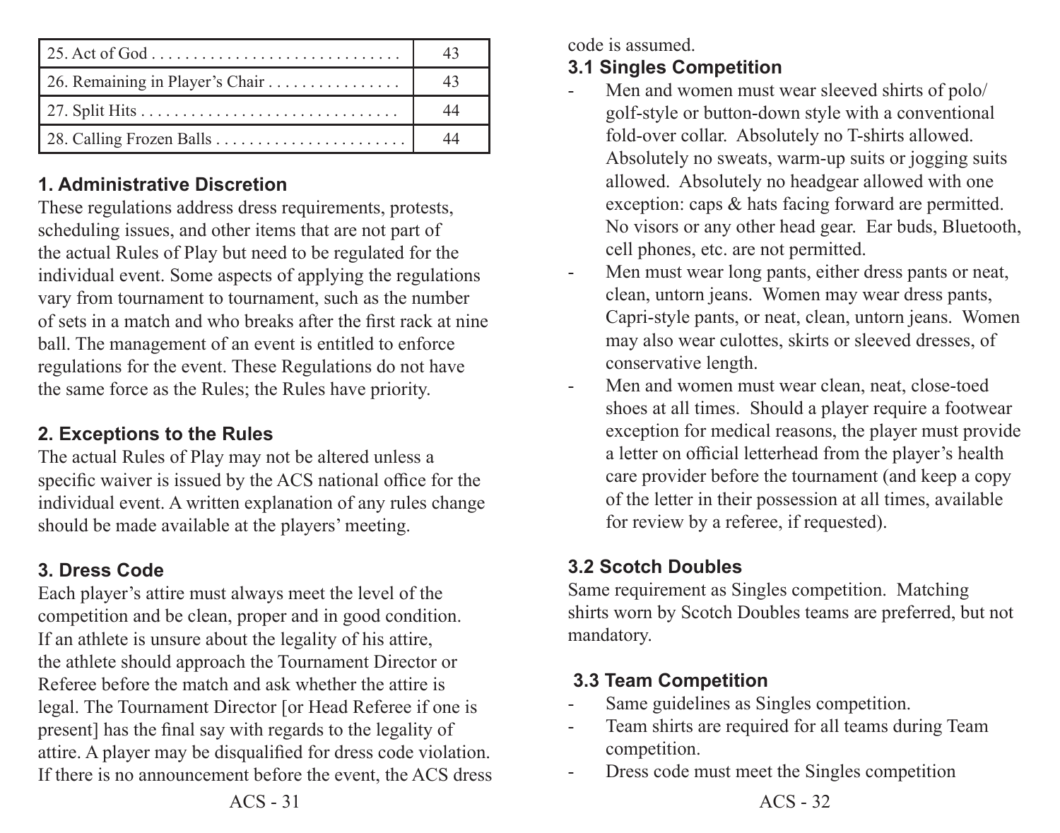| | |
|---|---|
| 25. Act of God . . . . . . . . . . . . . . . . . . . . . . . . . . . . . . | 43 |
| 26. Remaining in Player's Chair . . . . . . . . . . . . . . . . | 43 |
| 27. Split Hits . . . . . . . . . . . . . . . . . . . . . . . . . . . . . . . | 44 |
| 28. Calling Frozen Balls . . . . . . . . . . . . . . . . . . . . . . . | 44 |

### 1. Administrative Discretion

These regulations address dress requirements, protests, scheduling issues, and other items that are not part of the actual Rules of Play but need to be regulated for the individual event. Some aspects of applying the regulations vary from tournament to tournament, such as the number of sets in a match and who breaks after the first rack at nine ball. The management of an event is entitled to enforce regulations for the event. These Regulations do not have the same force as the Rules; the Rules have priority.

### 2. Exceptions to the Rules

The actual Rules of Play may not be altered unless a specific waiver is issued by the ACS national office for the individual event. A written explanation of any rules change should be made available at the players' meeting.

### 3. Dress Code

Each player's attire must always meet the level of the competition and be clean, proper and in good condition. If an athlete is unsure about the legality of his attire, the athlete should approach the Tournament Director or Referee before the match and ask whether the attire is legal. The Tournament Director [or Head Referee if one is present] has the final say with regards to the legality of attire. A player may be disqualified for dress code violation. If there is no announcement before the event, the ACS dress code is assumed.

### 3.1 Singles Competition

- Men and women must wear sleeved shirts of polo/golf-style or button-down style with a conventional fold-over collar. Absolutely no T-shirts allowed. Absolutely no sweats, warm-up suits or jogging suits allowed. Absolutely no headgear allowed with one exception: caps & hats facing forward are permitted. No visors or any other head gear. Ear buds, Bluetooth, cell phones, etc. are not permitted.
- Men must wear long pants, either dress pants or neat, clean, untorn jeans. Women may wear dress pants, Capri-style pants, or neat, clean, untorn jeans. Women may also wear culottes, skirts or sleeved dresses, of conservative length.
- Men and women must wear clean, neat, close-toed shoes at all times. Should a player require a footwear exception for medical reasons, the player must provide a letter on official letterhead from the player's health care provider before the tournament (and keep a copy of the letter in their possession at all times, available for review by a referee, if requested).

### 3.2 Scotch Doubles

Same requirement as Singles competition. Matching shirts worn by Scotch Doubles teams are preferred, but not mandatory.

### 3.3 Team Competition

- Same guidelines as Singles competition.
- Team shirts are required for all teams during Team competition.
- Dress code must meet the Singles competition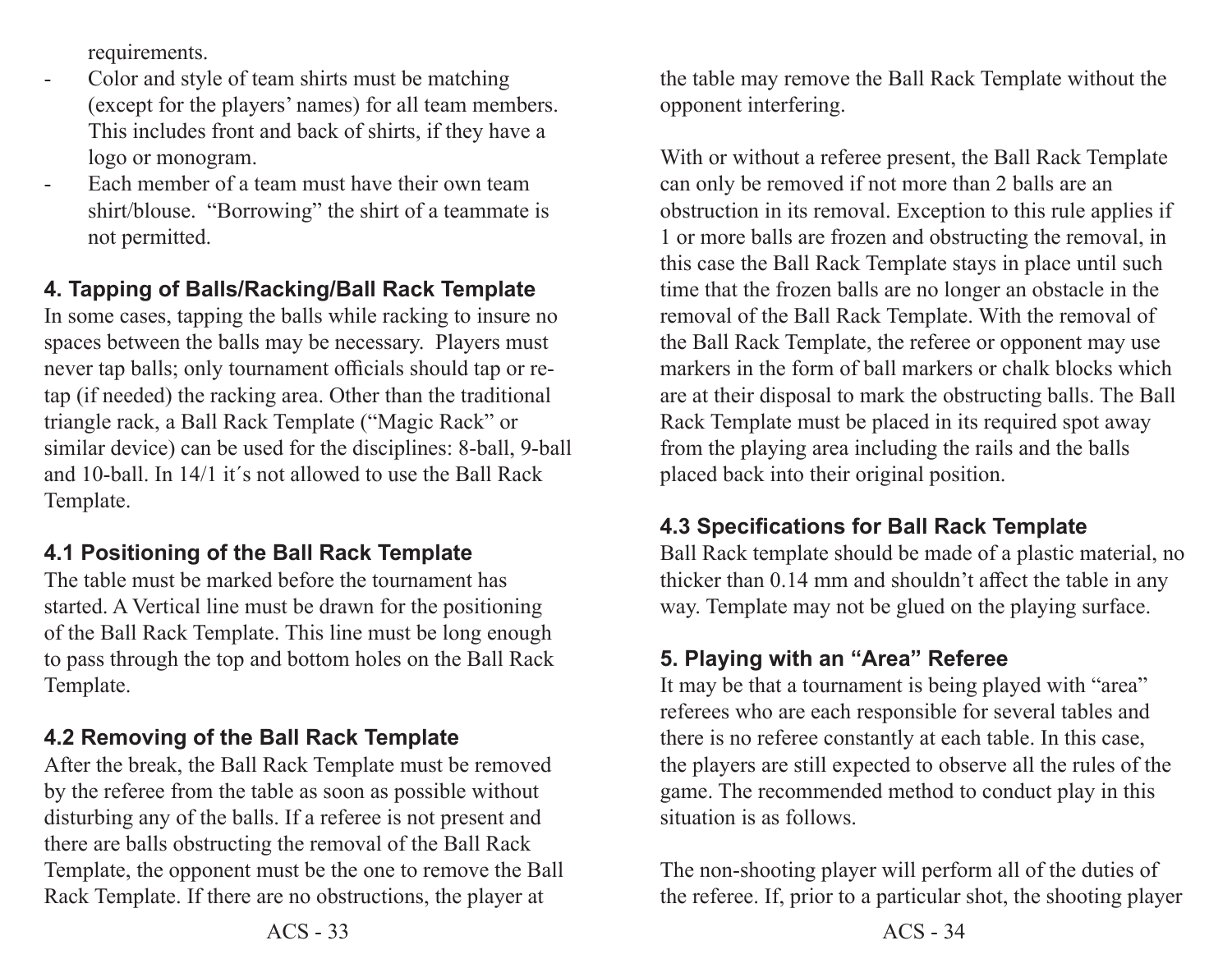requirements.

- Color and style of team shirts must be matching (except for the players' names) for all team members. This includes front and back of shirts, if they have a logo or monogram.
- Each member of a team must have their own team shirt/blouse. "Borrowing" the shirt of a teammate is not permitted.

## 4. Tapping of Balls/Racking/Ball Rack Template

In some cases, tapping the balls while racking to insure no spaces between the balls may be necessary. Players must never tap balls; only tournament officials should tap or re-tap (if needed) the racking area. Other than the traditional triangle rack, a Ball Rack Template ("Magic Rack" or similar device) can be used for the disciplines: 8-ball, 9-ball and 10-ball. In 14/1 it´s not allowed to use the Ball Rack Template.

### 4.1 Positioning of the Ball Rack Template

The table must be marked before the tournament has started. A Vertical line must be drawn for the positioning of the Ball Rack Template. This line must be long enough to pass through the top and bottom holes on the Ball Rack Template.

### 4.2 Removing of the Ball Rack Template

After the break, the Ball Rack Template must be removed by the referee from the table as soon as possible without disturbing any of the balls. If a referee is not present and there are balls obstructing the removal of the Ball Rack Template, the opponent must be the one to remove the Ball Rack Template. If there are no obstructions, the player at the table may remove the Ball Rack Template without the opponent interfering.

With or without a referee present, the Ball Rack Template can only be removed if not more than 2 balls are an obstruction in its removal. Exception to this rule applies if 1 or more balls are frozen and obstructing the removal, in this case the Ball Rack Template stays in place until such time that the frozen balls are no longer an obstacle in the removal of the Ball Rack Template. With the removal of the Ball Rack Template, the referee or opponent may use markers in the form of ball markers or chalk blocks which are at their disposal to mark the obstructing balls. The Ball Rack Template must be placed in its required spot away from the playing area including the rails and the balls placed back into their original position.

### 4.3 Specifications for Ball Rack Template

Ball Rack template should be made of a plastic material, no thicker than 0.14 mm and shouldn't affect the table in any way. Template may not be glued on the playing surface.

## 5. Playing with an "Area" Referee

It may be that a tournament is being played with "area" referees who are each responsible for several tables and there is no referee constantly at each table. In this case, the players are still expected to observe all the rules of the game. The recommended method to conduct play in this situation is as follows.

The non-shooting player will perform all of the duties of the referee. If, prior to a particular shot, the shooting player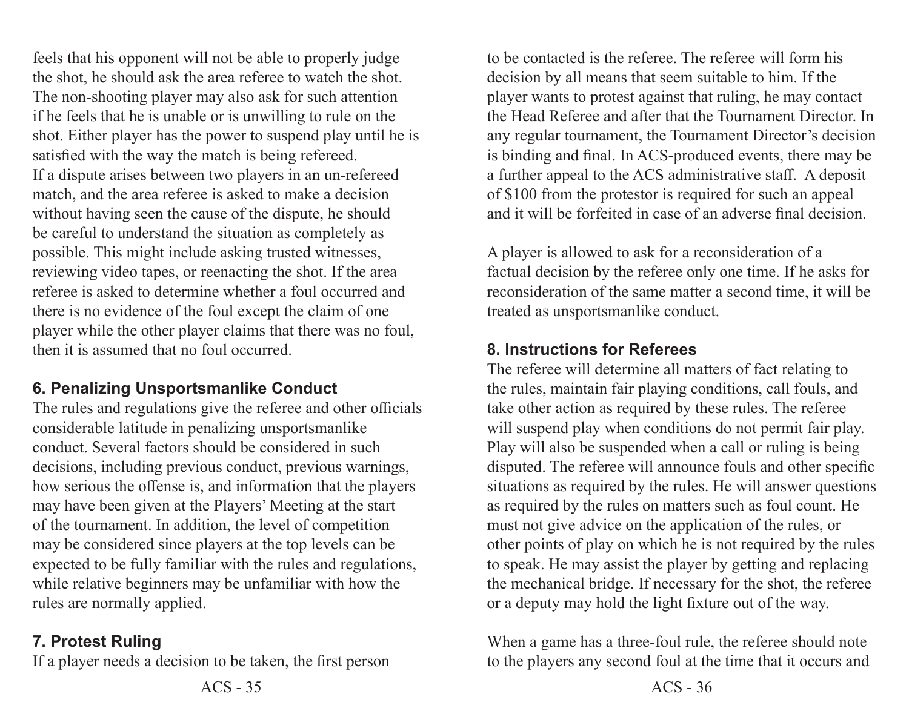feels that his opponent will not be able to properly judge the shot, he should ask the area referee to watch the shot. The non-shooting player may also ask for such attention if he feels that he is unable or is unwilling to rule on the shot. Either player has the power to suspend play until he is satisfied with the way the match is being refereed.
If a dispute arises between two players in an un-refereed match, and the area referee is asked to make a decision without having seen the cause of the dispute, he should be careful to understand the situation as completely as possible. This might include asking trusted witnesses, reviewing video tapes, or reenacting the shot. If the area referee is asked to determine whether a foul occurred and there is no evidence of the foul except the claim of one player while the other player claims that there was no foul, then it is assumed that no foul occurred.

### 6. Penalizing Unsportsmanlike Conduct

The rules and regulations give the referee and other officials considerable latitude in penalizing unsportsmanlike conduct. Several factors should be considered in such decisions, including previous conduct, previous warnings, how serious the offense is, and information that the players may have been given at the Players' Meeting at the start of the tournament. In addition, the level of competition may be considered since players at the top levels can be expected to be fully familiar with the rules and regulations, while relative beginners may be unfamiliar with how the rules are normally applied.

### 7. Protest Ruling

If a player needs a decision to be taken, the first person to be contacted is the referee. The referee will form his decision by all means that seem suitable to him. If the player wants to protest against that ruling, he may contact the Head Referee and after that the Tournament Director. In any regular tournament, the Tournament Director's decision is binding and final. In ACS-produced events, there may be a further appeal to the ACS administrative staff. A deposit of $100 from the protestor is required for such an appeal and it will be forfeited in case of an adverse final decision.

A player is allowed to ask for a reconsideration of a factual decision by the referee only one time. If he asks for reconsideration of the same matter a second time, it will be treated as unsportsmanlike conduct.

### 8. Instructions for Referees

The referee will determine all matters of fact relating to the rules, maintain fair playing conditions, call fouls, and take other action as required by these rules. The referee will suspend play when conditions do not permit fair play. Play will also be suspended when a call or ruling is being disputed. The referee will announce fouls and other specific situations as required by the rules. He will answer questions as required by the rules on matters such as foul count. He must not give advice on the application of the rules, or other points of play on which he is not required by the rules to speak. He may assist the player by getting and replacing the mechanical bridge. If necessary for the shot, the referee or a deputy may hold the light fixture out of the way.

When a game has a three-foul rule, the referee should note to the players any second foul at the time that it occurs and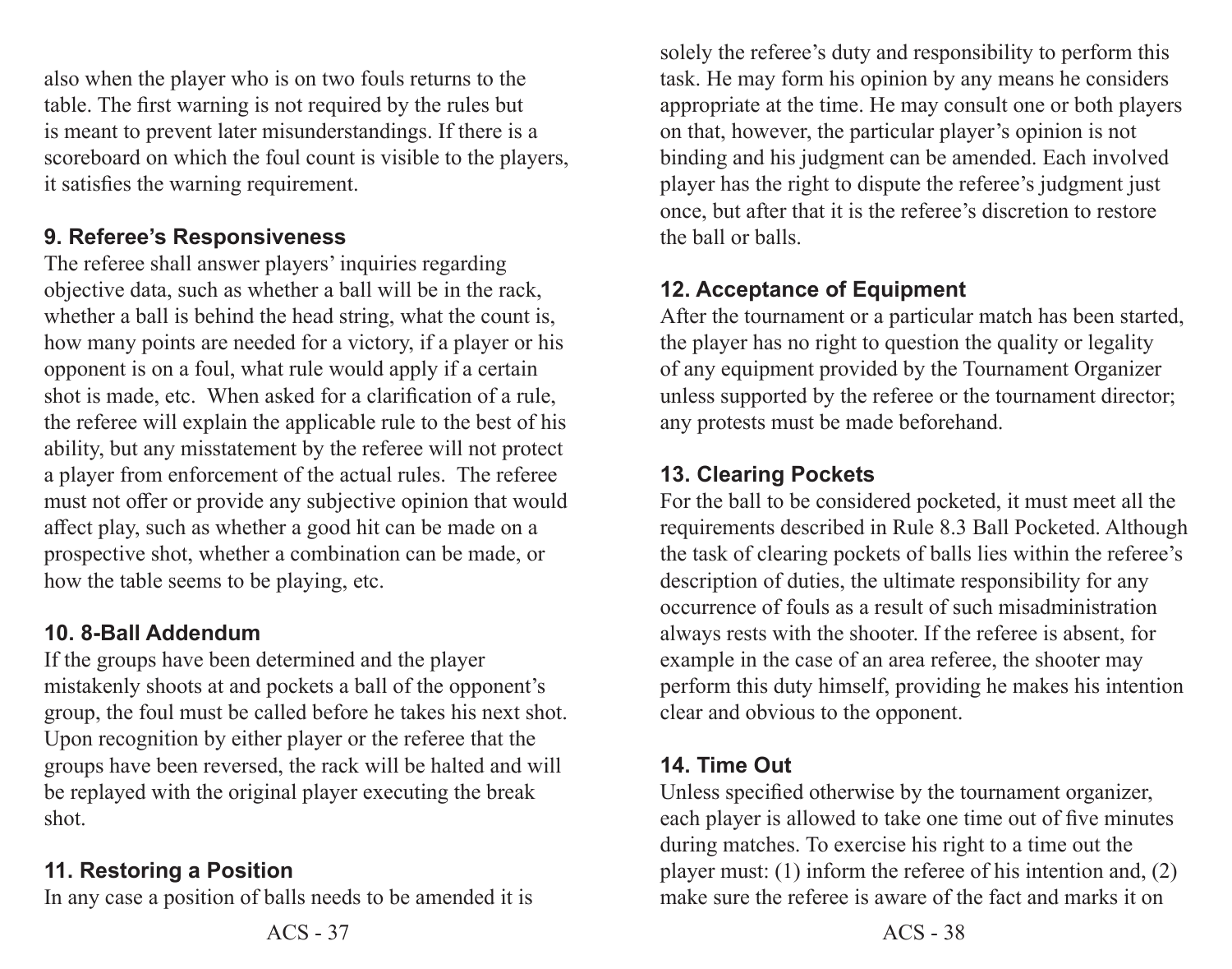also when the player who is on two fouls returns to the table. The first warning is not required by the rules but is meant to prevent later misunderstandings. If there is a scoreboard on which the foul count is visible to the players, it satisfies the warning requirement.

### 9. Referee's Responsiveness

The referee shall answer players' inquiries regarding objective data, such as whether a ball will be in the rack, whether a ball is behind the head string, what the count is, how many points are needed for a victory, if a player or his opponent is on a foul, what rule would apply if a certain shot is made, etc. When asked for a clarification of a rule, the referee will explain the applicable rule to the best of his ability, but any misstatement by the referee will not protect a player from enforcement of the actual rules. The referee must not offer or provide any subjective opinion that would affect play, such as whether a good hit can be made on a prospective shot, whether a combination can be made, or how the table seems to be playing, etc.

### 10. 8-Ball Addendum

If the groups have been determined and the player mistakenly shoots at and pockets a ball of the opponent's group, the foul must be called before he takes his next shot. Upon recognition by either player or the referee that the groups have been reversed, the rack will be halted and will be replayed with the original player executing the break shot.

### 11. Restoring a Position

In any case a position of balls needs to be amended it is solely the referee's duty and responsibility to perform this task. He may form his opinion by any means he considers appropriate at the time. He may consult one or both players on that, however, the particular player's opinion is not binding and his judgment can be amended. Each involved player has the right to dispute the referee's judgment just once, but after that it is the referee's discretion to restore the ball or balls.

### 12. Acceptance of Equipment

After the tournament or a particular match has been started, the player has no right to question the quality or legality of any equipment provided by the Tournament Organizer unless supported by the referee or the tournament director; any protests must be made beforehand.

### 13. Clearing Pockets

For the ball to be considered pocketed, it must meet all the requirements described in Rule 8.3 Ball Pocketed. Although the task of clearing pockets of balls lies within the referee's description of duties, the ultimate responsibility for any occurrence of fouls as a result of such misadministration always rests with the shooter. If the referee is absent, for example in the case of an area referee, the shooter may perform this duty himself, providing he makes his intention clear and obvious to the opponent.

### 14. Time Out

Unless specified otherwise by the tournament organizer, each player is allowed to take one time out of five minutes during matches. To exercise his right to a time out the player must: (1) inform the referee of his intention and, (2) make sure the referee is aware of the fact and marks it on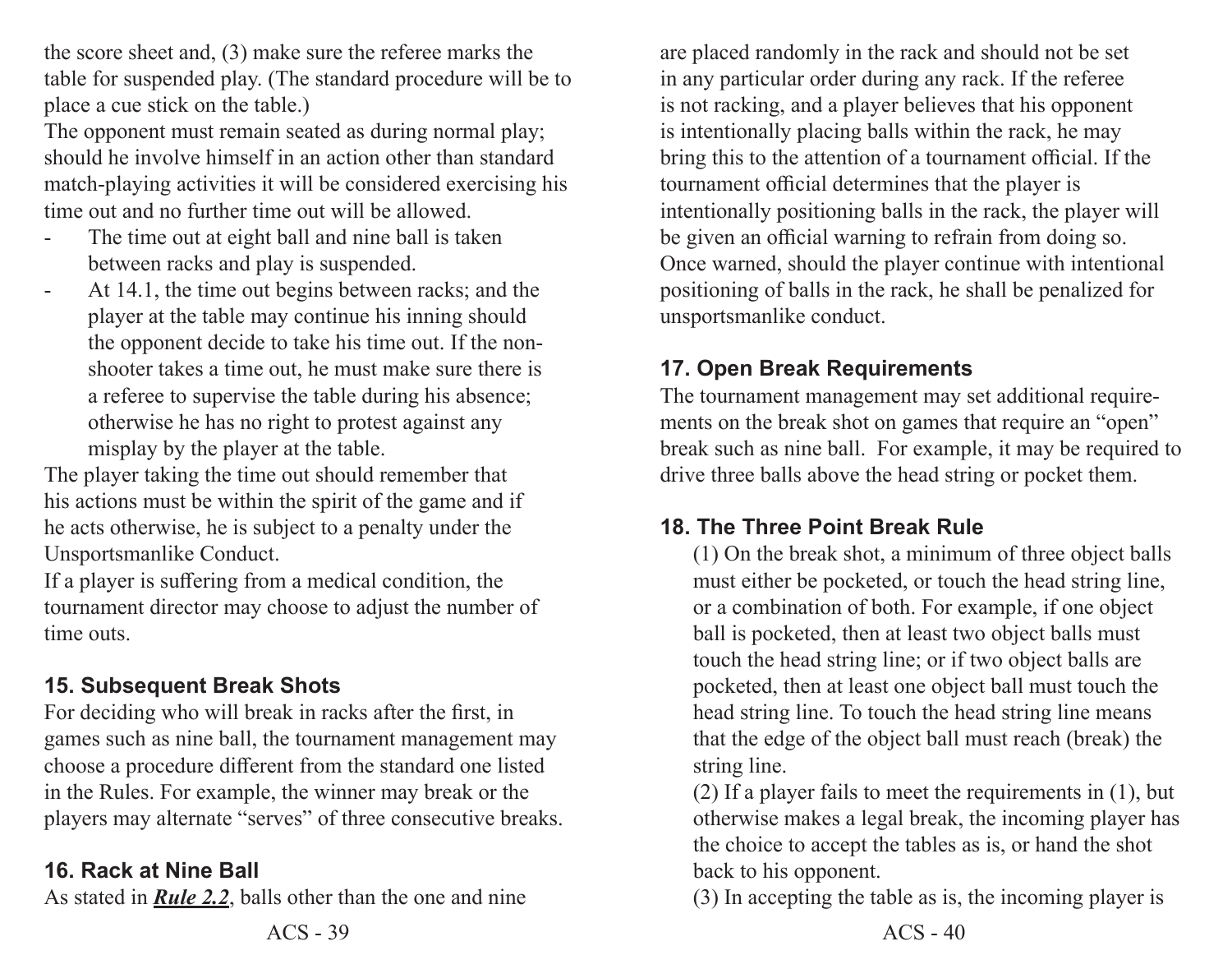the score sheet and, (3) make sure the referee marks the table for suspended play. (The standard procedure will be to place a cue stick on the table.)

The opponent must remain seated as during normal play; should he involve himself in an action other than standard match-playing activities it will be considered exercising his time out and no further time out will be allowed.

- The time out at eight ball and nine ball is taken between racks and play is suspended.
- At 14.1, the time out begins between racks; and the player at the table may continue his inning should the opponent decide to take his time out. If the non-shooter takes a time out, he must make sure there is a referee to supervise the table during his absence; otherwise he has no right to protest against any misplay by the player at the table.

The player taking the time out should remember that his actions must be within the spirit of the game and if he acts otherwise, he is subject to a penalty under the Unsportsmanlike Conduct.

If a player is suffering from a medical condition, the tournament director may choose to adjust the number of time outs.

### 15. Subsequent Break Shots

For deciding who will break in racks after the first, in games such as nine ball, the tournament management may choose a procedure different from the standard one listed in the Rules. For example, the winner may break or the players may alternate "serves" of three consecutive breaks.

### 16. Rack at Nine Ball

As stated in ***Rule 2.2***, balls other than the one and nine are placed randomly in the rack and should not be set in any particular order during any rack. If the referee is not racking, and a player believes that his opponent is intentionally placing balls within the rack, he may bring this to the attention of a tournament official. If the tournament official determines that the player is intentionally positioning balls in the rack, the player will be given an official warning to refrain from doing so. Once warned, should the player continue with intentional positioning of balls in the rack, he shall be penalized for unsportsmanlike conduct.

### 17. Open Break Requirements

The tournament management may set additional requirements on the break shot on games that require an "open" break such as nine ball. For example, it may be required to drive three balls above the head string or pocket them.

### 18. The Three Point Break Rule

(1) On the break shot, a minimum of three object balls must either be pocketed, or touch the head string line, or a combination of both. For example, if one object ball is pocketed, then at least two object balls must touch the head string line; or if two object balls are pocketed, then at least one object ball must touch the head string line. To touch the head string line means that the edge of the object ball must reach (break) the string line.

(2) If a player fails to meet the requirements in (1), but otherwise makes a legal break, the incoming player has the choice to accept the tables as is, or hand the shot back to his opponent.

(3) In accepting the table as is, the incoming player is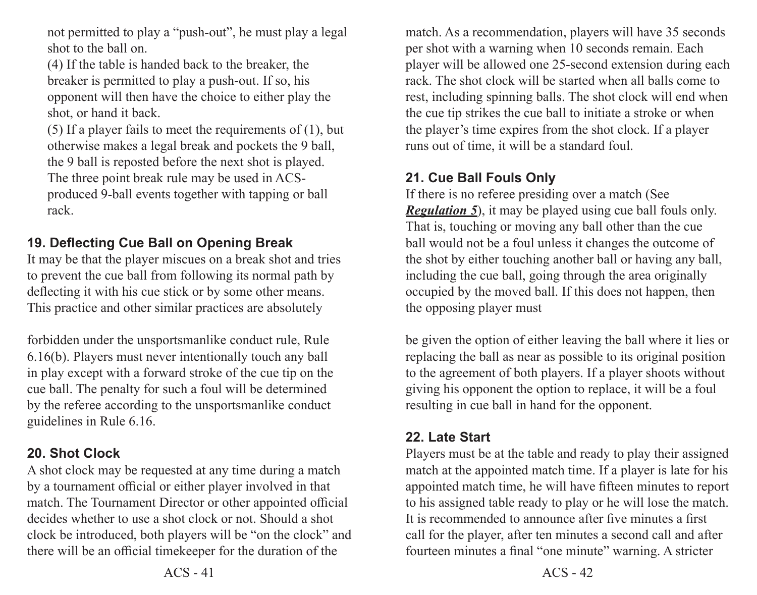not permitted to play a "push-out", he must play a legal shot to the ball on.

(4) If the table is handed back to the breaker, the breaker is permitted to play a push-out. If so, his opponent will then have the choice to either play the shot, or hand it back.

(5) If a player fails to meet the requirements of (1), but otherwise makes a legal break and pockets the 9 ball, the 9 ball is reposted before the next shot is played. The three point break rule may be used in ACS-produced 9-ball events together with tapping or ball rack.

### 19. Deflecting Cue Ball on Opening Break

It may be that the player miscues on a break shot and tries to prevent the cue ball from following its normal path by deflecting it with his cue stick or by some other means. This practice and other similar practices are absolutely forbidden under the unsportsmanlike conduct rule, Rule 6.16(b). Players must never intentionally touch any ball in play except with a forward stroke of the cue tip on the cue ball. The penalty for such a foul will be determined by the referee according to the unsportsmanlike conduct guidelines in Rule 6.16.

### 20. Shot Clock

A shot clock may be requested at any time during a match by a tournament official or either player involved in that match. The Tournament Director or other appointed official decides whether to use a shot clock or not. Should a shot clock be introduced, both players will be "on the clock" and there will be an official timekeeper for the duration of the match. As a recommendation, players will have 35 seconds per shot with a warning when 10 seconds remain. Each player will be allowed one 25-second extension during each rack. The shot clock will be started when all balls come to rest, including spinning balls. The shot clock will end when the cue tip strikes the cue ball to initiate a stroke or when the player's time expires from the shot clock. If a player runs out of time, it will be a standard foul.

### 21. Cue Ball Fouls Only

If there is no referee presiding over a match (See ***Regulation 5***), it may be played using cue ball fouls only. That is, touching or moving any ball other than the cue ball would not be a foul unless it changes the outcome of the shot by either touching another ball or having any ball, including the cue ball, going through the area originally occupied by the moved ball. If this does not happen, then the opposing player must be given the option of either leaving the ball where it lies or replacing the ball as near as possible to its original position to the agreement of both players. If a player shoots without giving his opponent the option to replace, it will be a foul resulting in cue ball in hand for the opponent.

### 22. Late Start

Players must be at the table and ready to play their assigned match at the appointed match time. If a player is late for his appointed match time, he will have fifteen minutes to report to his assigned table ready to play or he will lose the match. It is recommended to announce after five minutes a first call for the player, after ten minutes a second call and after fourteen minutes a final "one minute" warning. A stricter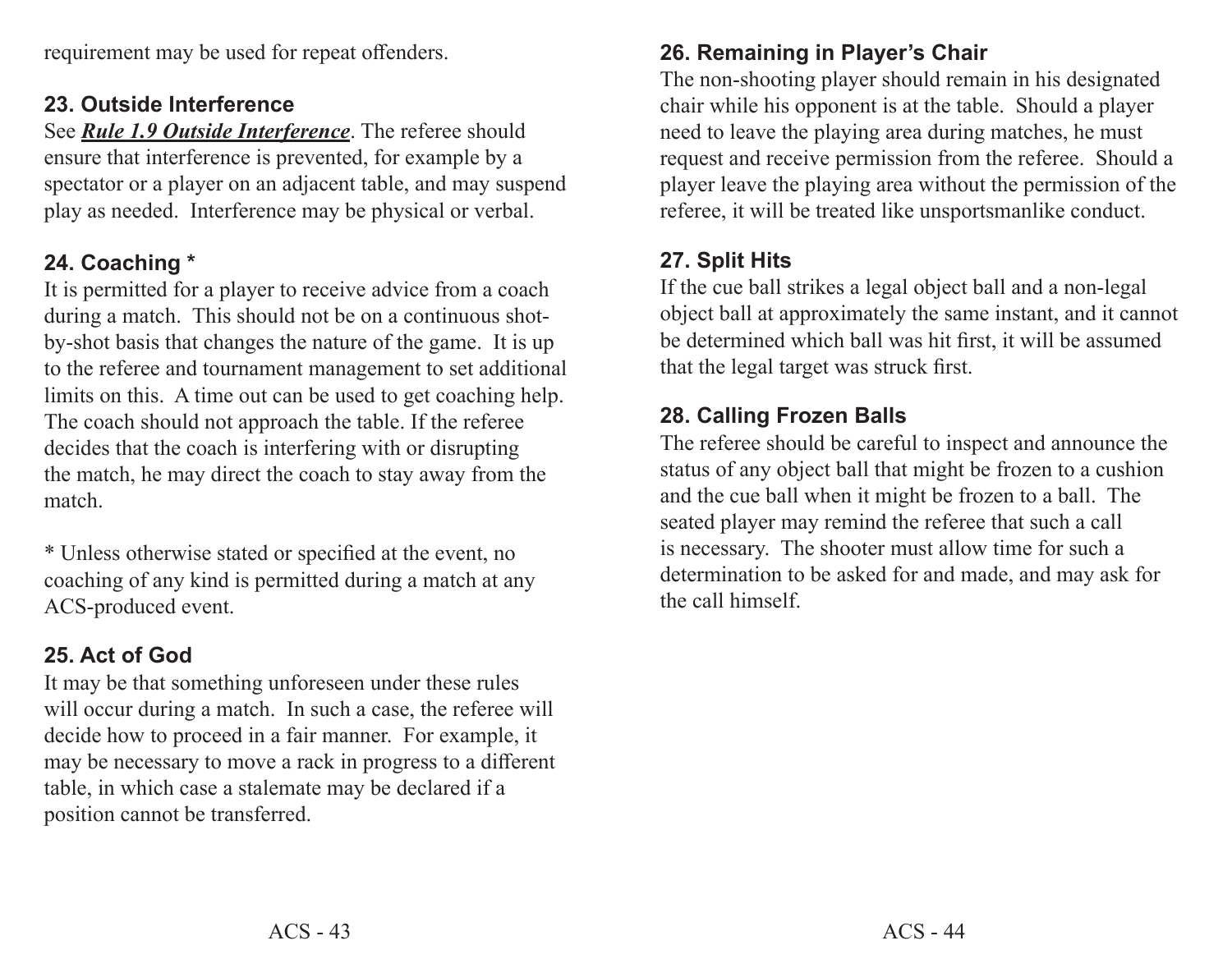requirement may be used for repeat offenders.

### 23. Outside Interference

See ***Rule 1.9 Outside Interference***. The referee should ensure that interference is prevented, for example by a spectator or a player on an adjacent table, and may suspend play as needed. Interference may be physical or verbal.

### 24. Coaching *

It is permitted for a player to receive advice from a coach during a match. This should not be on a continuous shot-by-shot basis that changes the nature of the game. It is up to the referee and tournament management to set additional limits on this. A time out can be used to get coaching help. The coach should not approach the table. If the referee decides that the coach is interfering with or disrupting the match, he may direct the coach to stay away from the match.

* Unless otherwise stated or specified at the event, no coaching of any kind is permitted during a match at any ACS-produced event.

### 25. Act of God

It may be that something unforeseen under these rules will occur during a match. In such a case, the referee will decide how to proceed in a fair manner. For example, it may be necessary to move a rack in progress to a different table, in which case a stalemate may be declared if a position cannot be transferred.

### 26. Remaining in Player's Chair

The non-shooting player should remain in his designated chair while his opponent is at the table. Should a player need to leave the playing area during matches, he must request and receive permission from the referee. Should a player leave the playing area without the permission of the referee, it will be treated like unsportsmanlike conduct.

### 27. Split Hits

If the cue ball strikes a legal object ball and a non-legal object ball at approximately the same instant, and it cannot be determined which ball was hit first, it will be assumed that the legal target was struck first.

### 28. Calling Frozen Balls

The referee should be careful to inspect and announce the status of any object ball that might be frozen to a cushion and the cue ball when it might be frozen to a ball. The seated player may remind the referee that such a call is necessary. The shooter must allow time for such a determination to be asked for and made, and may ask for the call himself.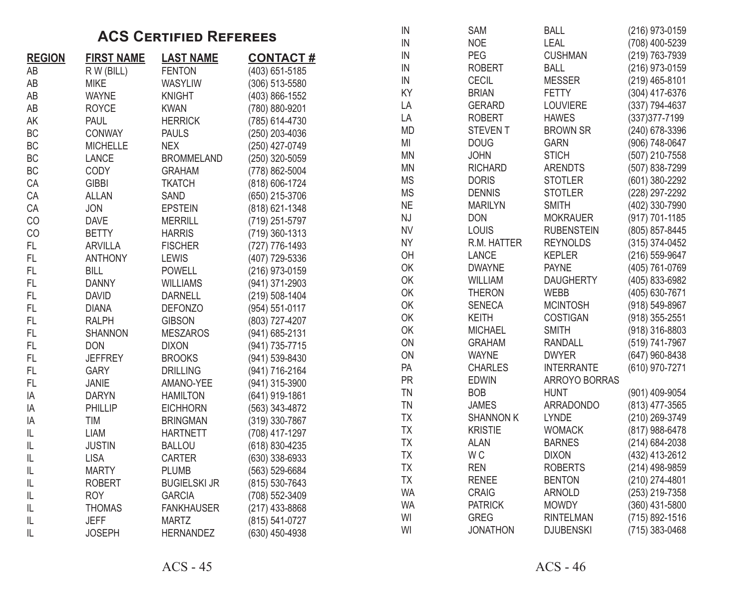# ACS Certified Referees

| REGION | FIRST NAME | LAST NAME | CONTACT # |
|---|---|---|---|
| AB | R W (BILL) | FENTON | (403) 651-5185 |
| AB | MIKE | WASYLIW | (306) 513-5580 |
| AB | WAYNE | KNIGHT | (403) 866-1552 |
| AB | ROYCE | KWAN | (780) 880-9201 |
| AK | PAUL | HERRICK | (785) 614-4730 |
| BC | CONWAY | PAULS | (250) 203-4036 |
| BC | MICHELLE | NEX | (250) 427-0749 |
| BC | LANCE | BROMMELAND | (250) 320-5059 |
| BC | CODY | GRAHAM | (778) 862-5004 |
| CA | GIBBI | TKATCH | (818) 606-1724 |
| CA | ALLAN | SAND | (650) 215-3706 |
| CA | JON | EPSTEIN | (818) 621-1348 |
| CO | DAVE | MERRILL | (719) 251-5797 |
| CO | BETTY | HARRIS | (719) 360-1313 |
| FL | ARVILLA | FISCHER | (727) 776-1493 |
| FL | ANTHONY | LEWIS | (407) 729-5336 |
| FL | BILL | POWELL | (216) 973-0159 |
| FL | DANNY | WILLIAMS | (941) 371-2903 |
| FL | DAVID | DARNELL | (219) 508-1404 |
| FL | DIANA | DEFONZO | (954) 551-0117 |
| FL | RALPH | GIBSON | (803) 727-4207 |
| FL | SHANNON | MESZAROS | (941) 685-2131 |
| FL | DON | DIXON | (941) 735-7715 |
| FL | JEFFREY | BROOKS | (941) 539-8430 |
| FL | GARY | DRILLING | (941) 716-2164 |
| FL | JANIE | AMANO-YEE | (941) 315-3900 |
| IA | DARYN | HAMILTON | (641) 919-1861 |
| IA | PHILLIP | EICHHORN | (563) 343-4872 |
| IA | TIM | BRINGMAN | (319) 330-7867 |
| IL | LIAM | HARTNETT | (708) 417-1297 |
| IL | JUSTIN | BALLOU | (618) 830-4235 |
| IL | LISA | CARTER | (630) 338-6933 |
| IL | MARTY | PLUMB | (563) 529-6684 |
| IL | ROBERT | BUGIELSKI JR | (815) 530-7643 |
| IL | ROY | GARCIA | (708) 552-3409 |
| IL | THOMAS | FANKHAUSER | (217) 433-8868 |
| IL | JEFF | MARTZ | (815) 541-0727 |
| IL | JOSEPH | HERNANDEZ | (630) 450-4938 |
| IN | SAM | BALL | (216) 973-0159 |
| IN | NOE | LEAL | (708) 400-5239 |
| IN | PEG | CUSHMAN | (219) 763-7939 |
| IN | ROBERT | BALL | (216) 973-0159 |
| IN | CECIL | MESSER | (219) 465-8101 |
| KY | BRIAN | FETTY | (304) 417-6376 |
| LA | GERARD | LOUVIERE | (337) 794-4637 |
| LA | ROBERT | HAWES | (337)377-7199 |
| MD | STEVEN T | BROWN SR | (240) 678-3396 |
| MI | DOUG | GARN | (906) 748-0647 |
| MN | JOHN | STICH | (507) 210-7558 |
| MN | RICHARD | ARENDTS | (507) 838-7299 |
| MS | DORIS | STOTLER | (601) 380-2292 |
| MS | DENNIS | STOTLER | (228) 297-2292 |
| NE | MARILYN | SMITH | (402) 330-7990 |
| NJ | DON | MOKRAUER | (917) 701-1185 |
| NV | LOUIS | RUBENSTEIN | (805) 857-8445 |
| NY | R.M. HATTER | REYNOLDS | (315) 374-0452 |
| OH | LANCE | KEPLER | (216) 559-9647 |
| OK | DWAYNE | PAYNE | (405) 761-0769 |
| OK | WILLIAM | DAUGHERTY | (405) 833-6982 |
| OK | THERON | WEBB | (405) 630-7671 |
| OK | SENECA | MCINTOSH | (918) 549-8967 |
| OK | KEITH | COSTIGAN | (918) 355-2551 |
| OK | MICHAEL | SMITH | (918) 316-8803 |
| ON | GRAHAM | RANDALL | (519) 741-7967 |
| ON | WAYNE | DWYER | (647) 960-8438 |
| PA | CHARLES | INTERRANTE | (610) 970-7271 |
| PR | EDWIN | ARROYO BORRAS | |
| TN | BOB | HUNT | (901) 409-9054 |
| TN | JAMES | ARRADONDO | (813) 477-3565 |
| TX | SHANNON K | LYNDE | (210) 269-3749 |
| TX | KRISTIE | WOMACK | (817) 988-6478 |
| TX | ALAN | BARNES | (214) 684-2038 |
| TX | W C | DIXON | (432) 413-2612 |
| TX | REN | ROBERTS | (214) 498-9859 |
| TX | RENEE | BENTON | (210) 274-4801 |
| WA | CRAIG | ARNOLD | (253) 219-7358 |
| WA | PATRICK | MOWDY | (360) 431-5800 |
| WI | GREG | RINTELMAN | (715) 892-1516 |
| WI | JONATHON | DJUBENSKI | (715) 383-0468 |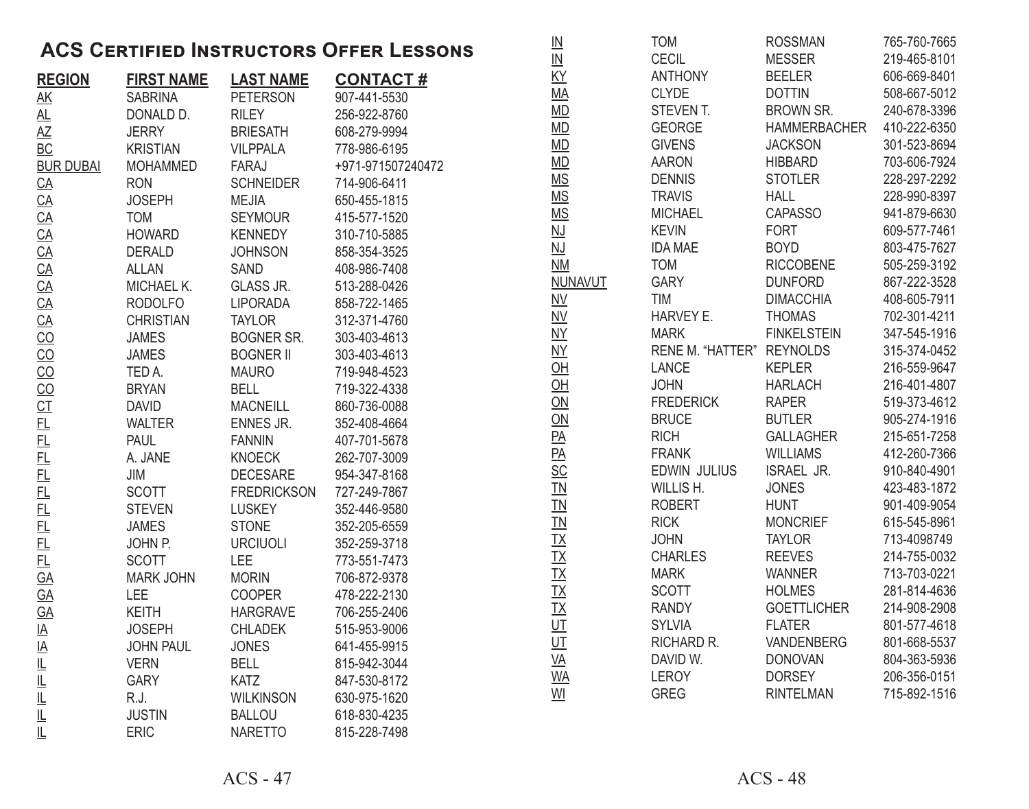## ACS Certified Instructors Offer Lessons

| REGION | FIRST NAME | LAST NAME | CONTACT # |
|---|---|---|---|
| AK | SABRINA | PETERSON | 907-441-5530 |
| AL | DONALD D. | RILEY | 256-922-8760 |
| AZ | JERRY | BRIESATH | 608-279-9994 |
| BC | KRISTIAN | VILPPALA | 778-986-6195 |
| BUR DUBAI | MOHAMMED | FARAJ | +971-971507240472 |
| CA | RON | SCHNEIDER | 714-906-6411 |
| CA | JOSEPH | MEJIA | 650-455-1815 |
| CA | TOM | SEYMOUR | 415-577-1520 |
| CA | HOWARD | KENNEDY | 310-710-5885 |
| CA | DERALD | JOHNSON | 858-354-3525 |
| CA | ALLAN | SAND | 408-986-7408 |
| CA | MICHAEL K. | GLASS JR. | 513-288-0426 |
| CA | RODOLFO | LIPORADA | 858-722-1465 |
| CA | CHRISTIAN | TAYLOR | 312-371-4760 |
| CO | JAMES | BOGNER SR. | 303-403-4613 |
| CO | JAMES | BOGNER II | 303-403-4613 |
| CO | TED A. | MAURO | 719-948-4523 |
| CO | BRYAN | BELL | 719-322-4338 |
| CT | DAVID | MACNEILL | 860-736-0088 |
| FL | WALTER | ENNES JR. | 352-408-4664 |
| FL | PAUL | FANNIN | 407-701-5678 |
| FL | A. JANE | KNOECK | 262-707-3009 |
| FL | JIM | DECESARE | 954-347-8168 |
| FL | SCOTT | FREDRICKSON | 727-249-7867 |
| FL | STEVEN | LUSKEY | 352-446-9580 |
| FL | JAMES | STONE | 352-205-6559 |
| FL | JOHN P. | URCIUOLI | 352-259-3718 |
| FL | SCOTT | LEE | 773-551-7473 |
| GA | MARK JOHN | MORIN | 706-872-9378 |
| GA | LEE | COOPER | 478-222-2130 |
| GA | KEITH | HARGRAVE | 706-255-2406 |
| IA | JOSEPH | CHLADEK | 515-953-9006 |
| IA | JOHN PAUL | JONES | 641-455-9915 |
| IL | VERN | BELL | 815-942-3044 |
| IL | GARY | KATZ | 847-530-8172 |
| IL | R.J. | WILKINSON | 630-975-1620 |
| IL | JUSTIN | BALLOU | 618-830-4235 |
| IL | ERIC | NARETTO | 815-228-7498 |
| IN | TOM | ROSSMAN | 765-760-7665 |
| IN | CECIL | MESSER | 219-465-8101 |
| KY | ANTHONY | BEELER | 606-669-8401 |
| MA | CLYDE | DOTTIN | 508-667-5012 |
| MD | STEVEN T. | BROWN SR. | 240-678-3396 |
| MD | GEORGE | HAMMERBACHER | 410-222-6350 |
| MD | GIVENS | JACKSON | 301-523-8694 |
| MD | AARON | HIBBARD | 703-606-7924 |
| MS | DENNIS | STOTLER | 228-297-2292 |
| MS | TRAVIS | HALL | 228-990-8397 |
| MS | MICHAEL | CAPASSO | 941-879-6630 |
| NJ | KEVIN | FORT | 609-577-7461 |
| NJ | IDA MAE | BOYD | 803-475-7627 |
| NM | TOM | RICCOBENE | 505-259-3192 |
| NUNAVUT | GARY | DUNFORD | 867-222-3528 |
| NV | TIM | DIMACCHIA | 408-605-7911 |
| NV | HARVEY E. | THOMAS | 702-301-4211 |
| NY | MARK | FINKELSTEIN | 347-545-1916 |
| NY | RENE M. "HATTER" | REYNOLDS | 315-374-0452 |
| OH | LANCE | KEPLER | 216-559-9647 |
| OH | JOHN | HARLACH | 216-401-4807 |
| ON | FREDERICK | RAPER | 519-373-4612 |
| ON | BRUCE | BUTLER | 905-274-1916 |
| PA | RICH | GALLAGHER | 215-651-7258 |
| PA | FRANK | WILLIAMS | 412-260-7366 |
| SC | EDWIN JULIUS | ISRAEL JR. | 910-840-4901 |
| TN | WILLIS H. | JONES | 423-483-1872 |
| TN | ROBERT | HUNT | 901-409-9054 |
| TN | RICK | MONCRIEF | 615-545-8961 |
| TX | JOHN | TAYLOR | 713-4098749 |
| TX | CHARLES | REEVES | 214-755-0032 |
| TX | MARK | WANNER | 713-703-0221 |
| TX | SCOTT | HOLMES | 281-814-4636 |
| TX | RANDY | GOETTLICHER | 214-908-2908 |
| UT | SYLVIA | FLATER | 801-577-4618 |
| UT | RICHARD R. | VANDENBERG | 801-668-5537 |
| VA | DAVID W. | DONOVAN | 804-363-5936 |
| WA | LEROY | DORSEY | 206-356-0151 |
| WI | GREG | RINTELMAN | 715-892-1516 |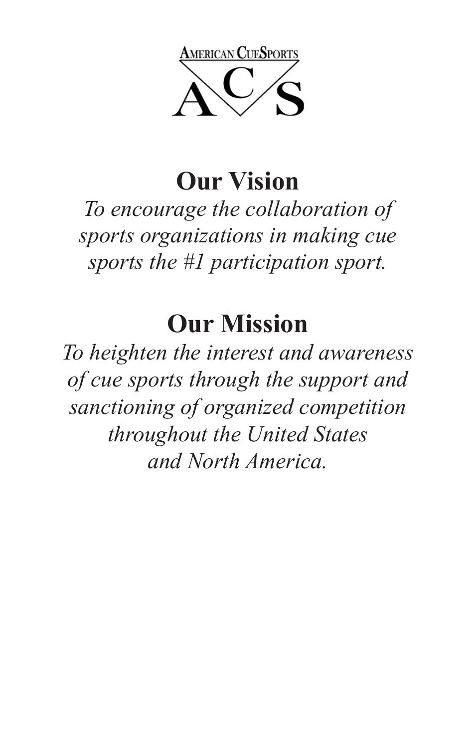AMERICAN CUESPORTS

ACS

## Our Vision

*To encourage the collaboration of sports organizations in making cue sports the #1 participation sport.*

## Our Mission

*To heighten the interest and awareness of cue sports through the support and sanctioning of organized competition throughout the United States and North America.*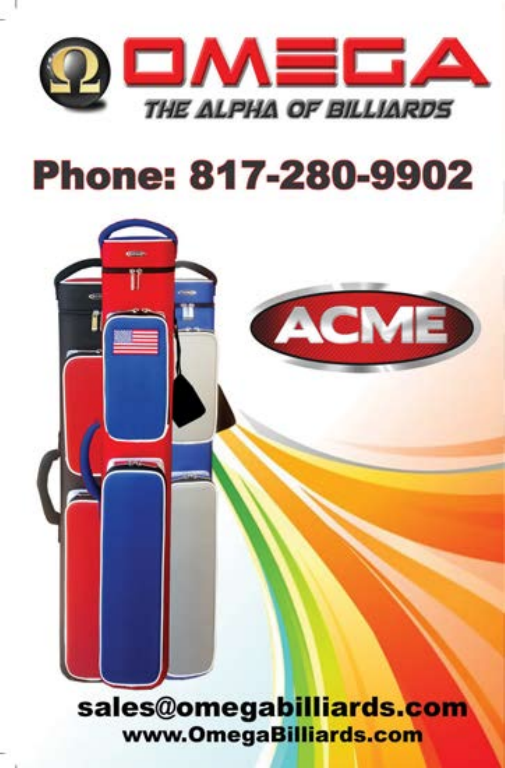# OMEGA

THE ALPHA OF BILLIARDS

## Phone: 817-280-9902

ACME

**sales@omegabilliards.com**
**www.OmegaBilliards.com**